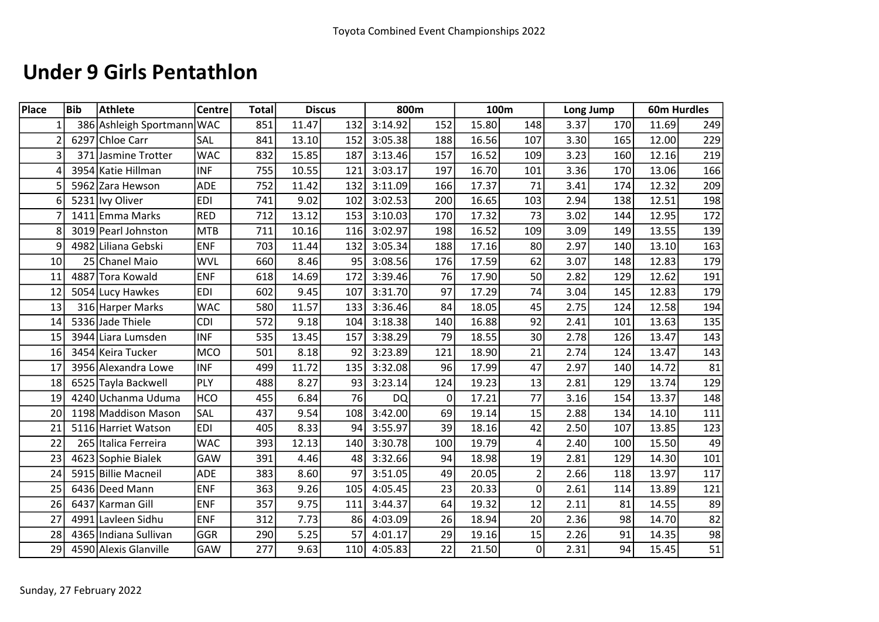Toyota Combined Event Championships 2022

# Under 9 Girls Pentathlon

| Place | Bib | Athlete | Centre | Total | Discus | | 800m | | 100m | | Long Jump | | 60m Hurdles | |
|---|---|---|---|---|---|---|---|---|---|---|---|---|---|---|
| 1 | 386 | Ashleigh Sportmann | WAC | 851 | 11.47 | 132 | 3:14.92 | 152 | 15.80 | 148 | 3.37 | 170 | 11.69 | 249 |
| 2 | 6297 | Chloe Carr | SAL | 841 | 13.10 | 152 | 3:05.38 | 188 | 16.56 | 107 | 3.30 | 165 | 12.00 | 229 |
| 3 | 371 | Jasmine Trotter | WAC | 832 | 15.85 | 187 | 3:13.46 | 157 | 16.52 | 109 | 3.23 | 160 | 12.16 | 219 |
| 4 | 3954 | Katie Hillman | INF | 755 | 10.55 | 121 | 3:03.17 | 197 | 16.70 | 101 | 3.36 | 170 | 13.06 | 166 |
| 5 | 5962 | Zara Hewson | ADE | 752 | 11.42 | 132 | 3:11.09 | 166 | 17.37 | 71 | 3.41 | 174 | 12.32 | 209 |
| 6 | 5231 | Ivy Oliver | EDI | 741 | 9.02 | 102 | 3:02.53 | 200 | 16.65 | 103 | 2.94 | 138 | 12.51 | 198 |
| 7 | 1411 | Emma Marks | RED | 712 | 13.12 | 153 | 3:10.03 | 170 | 17.32 | 73 | 3.02 | 144 | 12.95 | 172 |
| 8 | 3019 | Pearl Johnston | MTB | 711 | 10.16 | 116 | 3:02.97 | 198 | 16.52 | 109 | 3.09 | 149 | 13.55 | 139 |
| 9 | 4982 | Liliana Gebski | ENF | 703 | 11.44 | 132 | 3:05.34 | 188 | 17.16 | 80 | 2.97 | 140 | 13.10 | 163 |
| 10 | 25 | Chanel Maio | WVL | 660 | 8.46 | 95 | 3:08.56 | 176 | 17.59 | 62 | 3.07 | 148 | 12.83 | 179 |
| 11 | 4887 | Tora Kowald | ENF | 618 | 14.69 | 172 | 3:39.46 | 76 | 17.90 | 50 | 2.82 | 129 | 12.62 | 191 |
| 12 | 5054 | Lucy Hawkes | EDI | 602 | 9.45 | 107 | 3:31.70 | 97 | 17.29 | 74 | 3.04 | 145 | 12.83 | 179 |
| 13 | 316 | Harper Marks | WAC | 580 | 11.57 | 133 | 3:36.46 | 84 | 18.05 | 45 | 2.75 | 124 | 12.58 | 194 |
| 14 | 5336 | Jade Thiele | CDI | 572 | 9.18 | 104 | 3:18.38 | 140 | 16.88 | 92 | 2.41 | 101 | 13.63 | 135 |
| 15 | 3944 | Liara Lumsden | INF | 535 | 13.45 | 157 | 3:38.29 | 79 | 18.55 | 30 | 2.78 | 126 | 13.47 | 143 |
| 16 | 3454 | Keira Tucker | MCO | 501 | 8.18 | 92 | 3:23.89 | 121 | 18.90 | 21 | 2.74 | 124 | 13.47 | 143 |
| 17 | 3956 | Alexandra Lowe | INF | 499 | 11.72 | 135 | 3:32.08 | 96 | 17.99 | 47 | 2.97 | 140 | 14.72 | 81 |
| 18 | 6525 | Tayla Backwell | PLY | 488 | 8.27 | 93 | 3:23.14 | 124 | 19.23 | 13 | 2.81 | 129 | 13.74 | 129 |
| 19 | 4240 | Uchanma Uduma | HCO | 455 | 6.84 | 76 | DQ | 0 | 17.21 | 77 | 3.16 | 154 | 13.37 | 148 |
| 20 | 1198 | Maddison Mason | SAL | 437 | 9.54 | 108 | 3:42.00 | 69 | 19.14 | 15 | 2.88 | 134 | 14.10 | 111 |
| 21 | 5116 | Harriet Watson | EDI | 405 | 8.33 | 94 | 3:55.97 | 39 | 18.16 | 42 | 2.50 | 107 | 13.85 | 123 |
| 22 | 265 | Italica Ferreira | WAC | 393 | 12.13 | 140 | 3:30.78 | 100 | 19.79 | 4 | 2.40 | 100 | 15.50 | 49 |
| 23 | 4623 | Sophie Bialek | GAW | 391 | 4.46 | 48 | 3:32.66 | 94 | 18.98 | 19 | 2.81 | 129 | 14.30 | 101 |
| 24 | 5915 | Billie Macneil | ADE | 383 | 8.60 | 97 | 3:51.05 | 49 | 20.05 | 2 | 2.66 | 118 | 13.97 | 117 |
| 25 | 6436 | Deed Mann | ENF | 363 | 9.26 | 105 | 4:05.45 | 23 | 20.33 | 0 | 2.61 | 114 | 13.89 | 121 |
| 26 | 6437 | Karman Gill | ENF | 357 | 9.75 | 111 | 3:44.37 | 64 | 19.32 | 12 | 2.11 | 81 | 14.55 | 89 |
| 27 | 4991 | Lavleen Sidhu | ENF | 312 | 7.73 | 86 | 4:03.09 | 26 | 18.94 | 20 | 2.36 | 98 | 14.70 | 82 |
| 28 | 4365 | Indiana Sullivan | GGR | 290 | 5.25 | 57 | 4:01.17 | 29 | 19.16 | 15 | 2.26 | 91 | 14.35 | 98 |
| 29 | 4590 | Alexis Glanville | GAW | 277 | 9.63 | 110 | 4:05.83 | 22 | 21.50 | 0 | 2.31 | 94 | 15.45 | 51 |

Sunday, 27 February 2022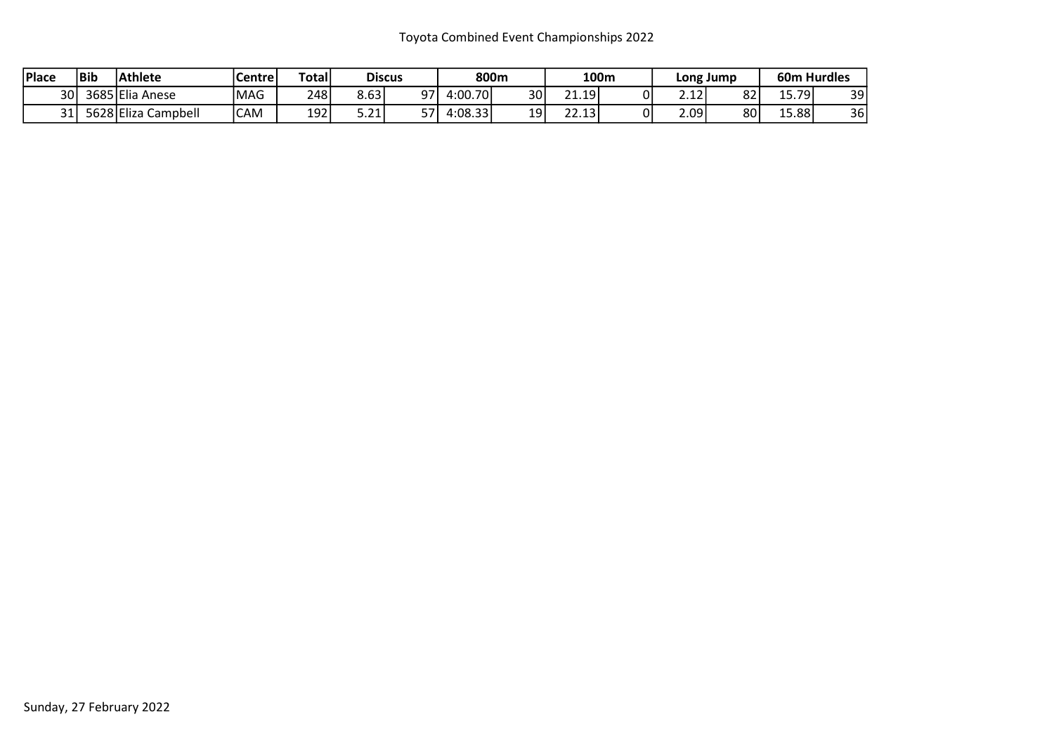Toyota Combined Event Championships 2022

| Place | Bib | Athlete | Centre | Total | Discus | | 800m | | 100m | | Long Jump | | 60m Hurdles | |
|---|---|---|---|---|---|---|---|---|---|---|---|---|---|---|
| 30 | 3685 | Elia Anese | MAG | 248 | 8.63 | 97 | 4:00.70 | 30 | 21.19 | 0 | 2.12 | 82 | 15.79 | 39 |
| 31 | 5628 | Eliza Campbell | CAM | 192 | 5.21 | 57 | 4:08.33 | 19 | 22.13 | 0 | 2.09 | 80 | 15.88 | 36 |

Sunday, 27 February 2022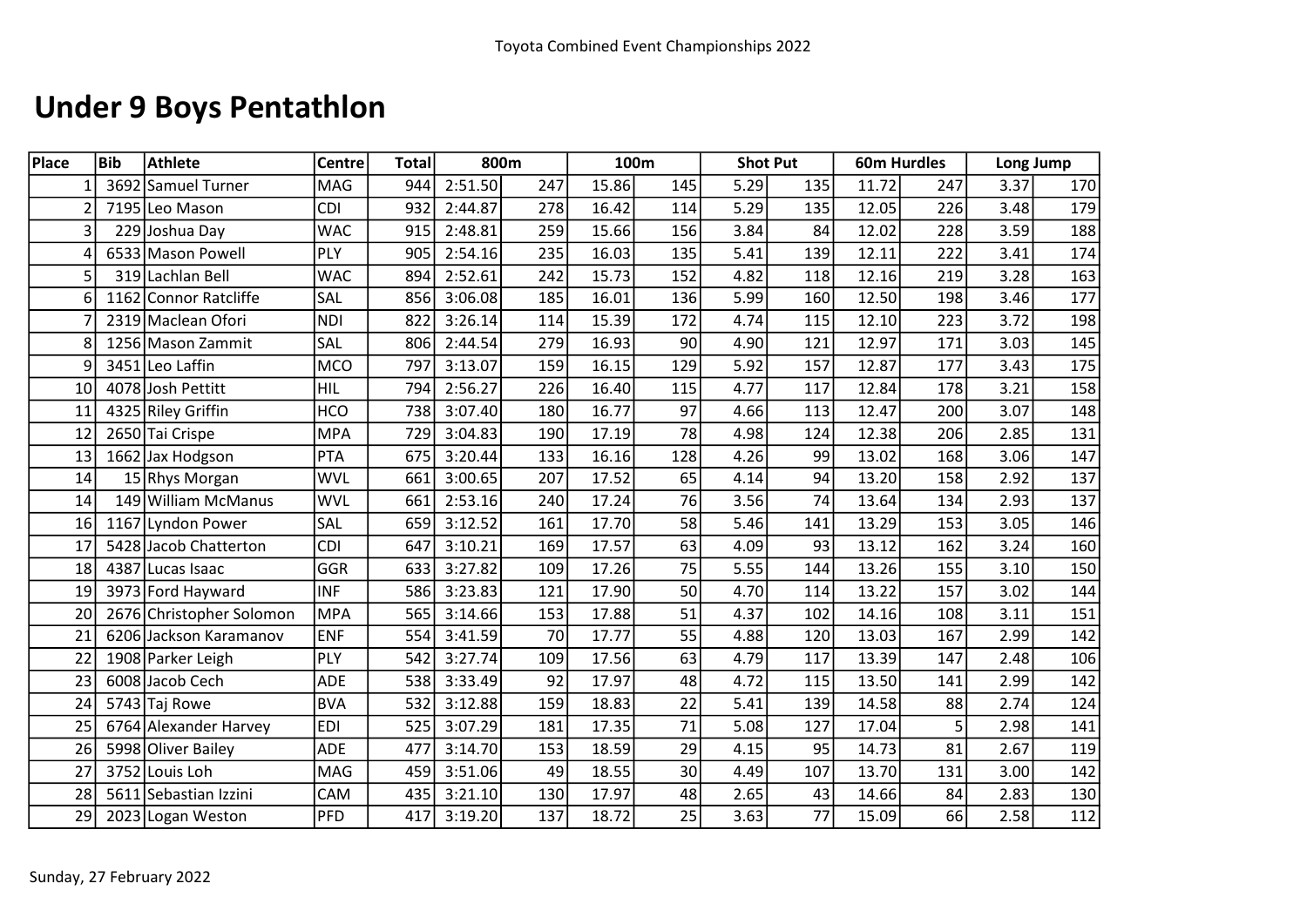# Under 9 Boys Pentathlon

| Place | Bib | Athlete | Centre | Total | 800m | | 100m | | Shot Put | | 60m Hurdles | | Long Jump | |
|---|---|---|---|---|---|---|---|---|---|---|---|---|---|---|
| 1 | 3692 | Samuel Turner | MAG | 944 | 2:51.50 | 247 | 15.86 | 145 | 5.29 | 135 | 11.72 | 247 | 3.37 | 170 |
| 2 | 7195 | Leo Mason | CDI | 932 | 2:44.87 | 278 | 16.42 | 114 | 5.29 | 135 | 12.05 | 226 | 3.48 | 179 |
| 3 | 229 | Joshua Day | WAC | 915 | 2:48.81 | 259 | 15.66 | 156 | 3.84 | 84 | 12.02 | 228 | 3.59 | 188 |
| 4 | 6533 | Mason Powell | PLY | 905 | 2:54.16 | 235 | 16.03 | 135 | 5.41 | 139 | 12.11 | 222 | 3.41 | 174 |
| 5 | 319 | Lachlan Bell | WAC | 894 | 2:52.61 | 242 | 15.73 | 152 | 4.82 | 118 | 12.16 | 219 | 3.28 | 163 |
| 6 | 1162 | Connor Ratcliffe | SAL | 856 | 3:06.08 | 185 | 16.01 | 136 | 5.99 | 160 | 12.50 | 198 | 3.46 | 177 |
| 7 | 2319 | Maclean Ofori | NDI | 822 | 3:26.14 | 114 | 15.39 | 172 | 4.74 | 115 | 12.10 | 223 | 3.72 | 198 |
| 8 | 1256 | Mason Zammit | SAL | 806 | 2:44.54 | 279 | 16.93 | 90 | 4.90 | 121 | 12.97 | 171 | 3.03 | 145 |
| 9 | 3451 | Leo Laffin | MCO | 797 | 3:13.07 | 159 | 16.15 | 129 | 5.92 | 157 | 12.87 | 177 | 3.43 | 175 |
| 10 | 4078 | Josh Pettitt | HIL | 794 | 2:56.27 | 226 | 16.40 | 115 | 4.77 | 117 | 12.84 | 178 | 3.21 | 158 |
| 11 | 4325 | Riley Griffin | HCO | 738 | 3:07.40 | 180 | 16.77 | 97 | 4.66 | 113 | 12.47 | 200 | 3.07 | 148 |
| 12 | 2650 | Tai Crispe | MPA | 729 | 3:04.83 | 190 | 17.19 | 78 | 4.98 | 124 | 12.38 | 206 | 2.85 | 131 |
| 13 | 1662 | Jax Hodgson | PTA | 675 | 3:20.44 | 133 | 16.16 | 128 | 4.26 | 99 | 13.02 | 168 | 3.06 | 147 |
| 14 | 15 | Rhys Morgan | WVL | 661 | 3:00.65 | 207 | 17.52 | 65 | 4.14 | 94 | 13.20 | 158 | 2.92 | 137 |
| 14 | 149 | William McManus | WVL | 661 | 2:53.16 | 240 | 17.24 | 76 | 3.56 | 74 | 13.64 | 134 | 2.93 | 137 |
| 16 | 1167 | Lyndon Power | SAL | 659 | 3:12.52 | 161 | 17.70 | 58 | 5.46 | 141 | 13.29 | 153 | 3.05 | 146 |
| 17 | 5428 | Jacob Chatterton | CDI | 647 | 3:10.21 | 169 | 17.57 | 63 | 4.09 | 93 | 13.12 | 162 | 3.24 | 160 |
| 18 | 4387 | Lucas Isaac | GGR | 633 | 3:27.82 | 109 | 17.26 | 75 | 5.55 | 144 | 13.26 | 155 | 3.10 | 150 |
| 19 | 3973 | Ford Hayward | INF | 586 | 3:23.83 | 121 | 17.90 | 50 | 4.70 | 114 | 13.22 | 157 | 3.02 | 144 |
| 20 | 2676 | Christopher Solomon | MPA | 565 | 3:14.66 | 153 | 17.88 | 51 | 4.37 | 102 | 14.16 | 108 | 3.11 | 151 |
| 21 | 6206 | Jackson Karamanov | ENF | 554 | 3:41.59 | 70 | 17.77 | 55 | 4.88 | 120 | 13.03 | 167 | 2.99 | 142 |
| 22 | 1908 | Parker Leigh | PLY | 542 | 3:27.74 | 109 | 17.56 | 63 | 4.79 | 117 | 13.39 | 147 | 2.48 | 106 |
| 23 | 6008 | Jacob Cech | ADE | 538 | 3:33.49 | 92 | 17.97 | 48 | 4.72 | 115 | 13.50 | 141 | 2.99 | 142 |
| 24 | 5743 | Taj Rowe | BVA | 532 | 3:12.88 | 159 | 18.83 | 22 | 5.41 | 139 | 14.58 | 88 | 2.74 | 124 |
| 25 | 6764 | Alexander Harvey | EDI | 525 | 3:07.29 | 181 | 17.35 | 71 | 5.08 | 127 | 17.04 | 5 | 2.98 | 141 |
| 26 | 5998 | Oliver Bailey | ADE | 477 | 3:14.70 | 153 | 18.59 | 29 | 4.15 | 95 | 14.73 | 81 | 2.67 | 119 |
| 27 | 3752 | Louis Loh | MAG | 459 | 3:51.06 | 49 | 18.55 | 30 | 4.49 | 107 | 13.70 | 131 | 3.00 | 142 |
| 28 | 5611 | Sebastian Izzini | CAM | 435 | 3:21.10 | 130 | 17.97 | 48 | 2.65 | 43 | 14.66 | 84 | 2.83 | 130 |
| 29 | 2023 | Logan Weston | PFD | 417 | 3:19.20 | 137 | 18.72 | 25 | 3.63 | 77 | 15.09 | 66 | 2.58 | 112 |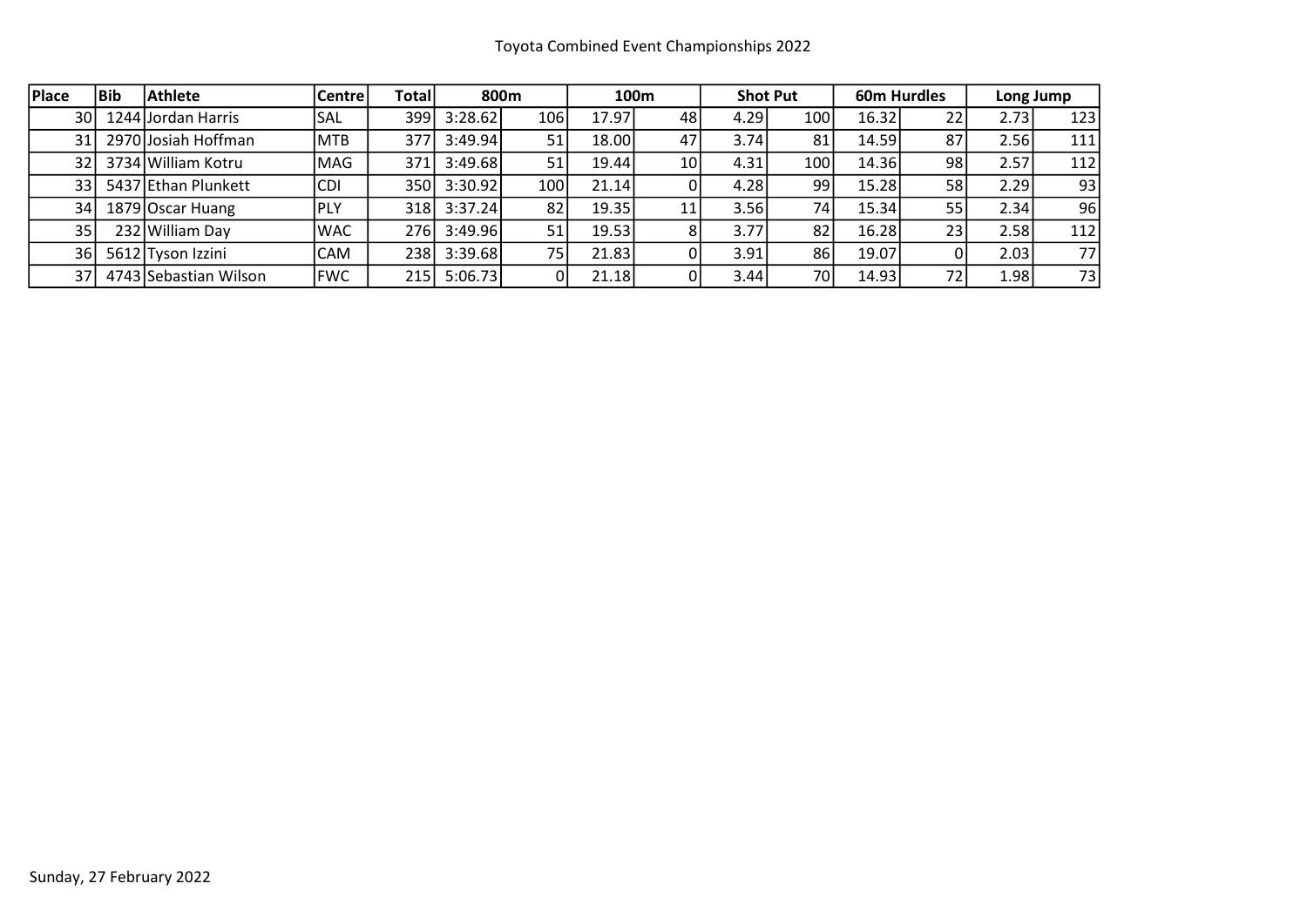Toyota Combined Event Championships 2022

| Place | Bib | Athlete | Centre | Total | 800m | | 100m | | Shot Put | | 60m Hurdles | | Long Jump | |
|---|---|---|---|---|---|---|---|---|---|---|---|---|---|---|
| 30 | 1244 | Jordan Harris | SAL | 399 | 3:28.62 | 106 | 17.97 | 48 | 4.29 | 100 | 16.32 | 22 | 2.73 | 123 |
| 31 | 2970 | Josiah Hoffman | MTB | 377 | 3:49.94 | 51 | 18.00 | 47 | 3.74 | 81 | 14.59 | 87 | 2.56 | 111 |
| 32 | 3734 | William Kotru | MAG | 371 | 3:49.68 | 51 | 19.44 | 10 | 4.31 | 100 | 14.36 | 98 | 2.57 | 112 |
| 33 | 5437 | Ethan Plunkett | CDI | 350 | 3:30.92 | 100 | 21.14 | 0 | 4.28 | 99 | 15.28 | 58 | 2.29 | 93 |
| 34 | 1879 | Oscar Huang | PLY | 318 | 3:37.24 | 82 | 19.35 | 11 | 3.56 | 74 | 15.34 | 55 | 2.34 | 96 |
| 35 | 232 | William Day | WAC | 276 | 3:49.96 | 51 | 19.53 | 8 | 3.77 | 82 | 16.28 | 23 | 2.58 | 112 |
| 36 | 5612 | Tyson Izzini | CAM | 238 | 3:39.68 | 75 | 21.83 | 0 | 3.91 | 86 | 19.07 | 0 | 2.03 | 77 |
| 37 | 4743 | Sebastian Wilson | FWC | 215 | 5:06.73 | 0 | 21.18 | 0 | 3.44 | 70 | 14.93 | 72 | 1.98 | 73 |

Sunday, 27 February 2022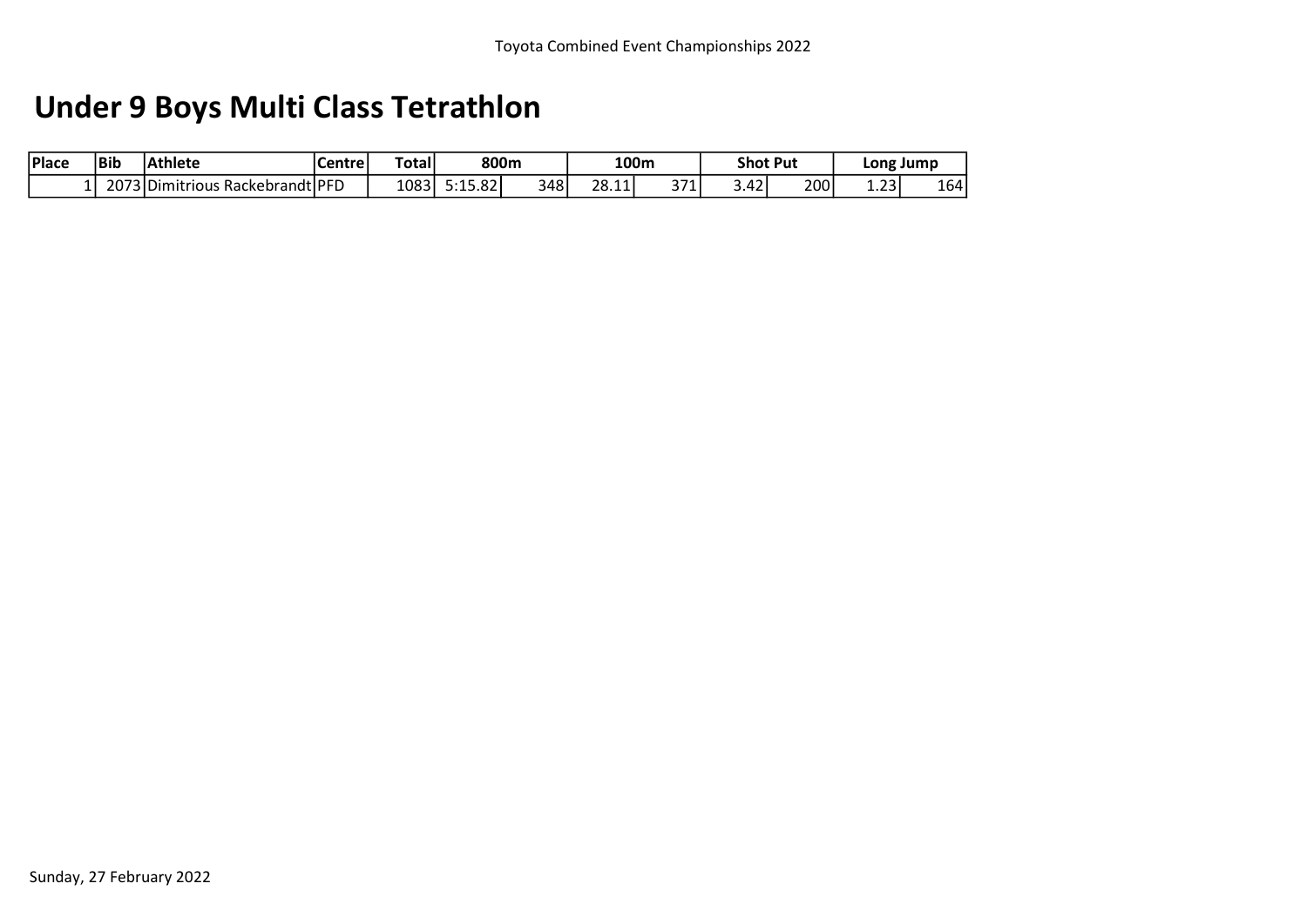# Under 9 Boys Multi Class Tetrathlon

| Place | Bib | Athlete | Centre | Total | 800m | | 100m | | Shot Put | | Long Jump | |
|---|---|---|---|---|---|---|---|---|---|---|---|---|
| 1 | 2073 | Dimitrious Rackebrandt | PFD | 1083 | 5:15.82 | 348 | 28.11 | 371 | 3.42 | 200 | 1.23 | 164 |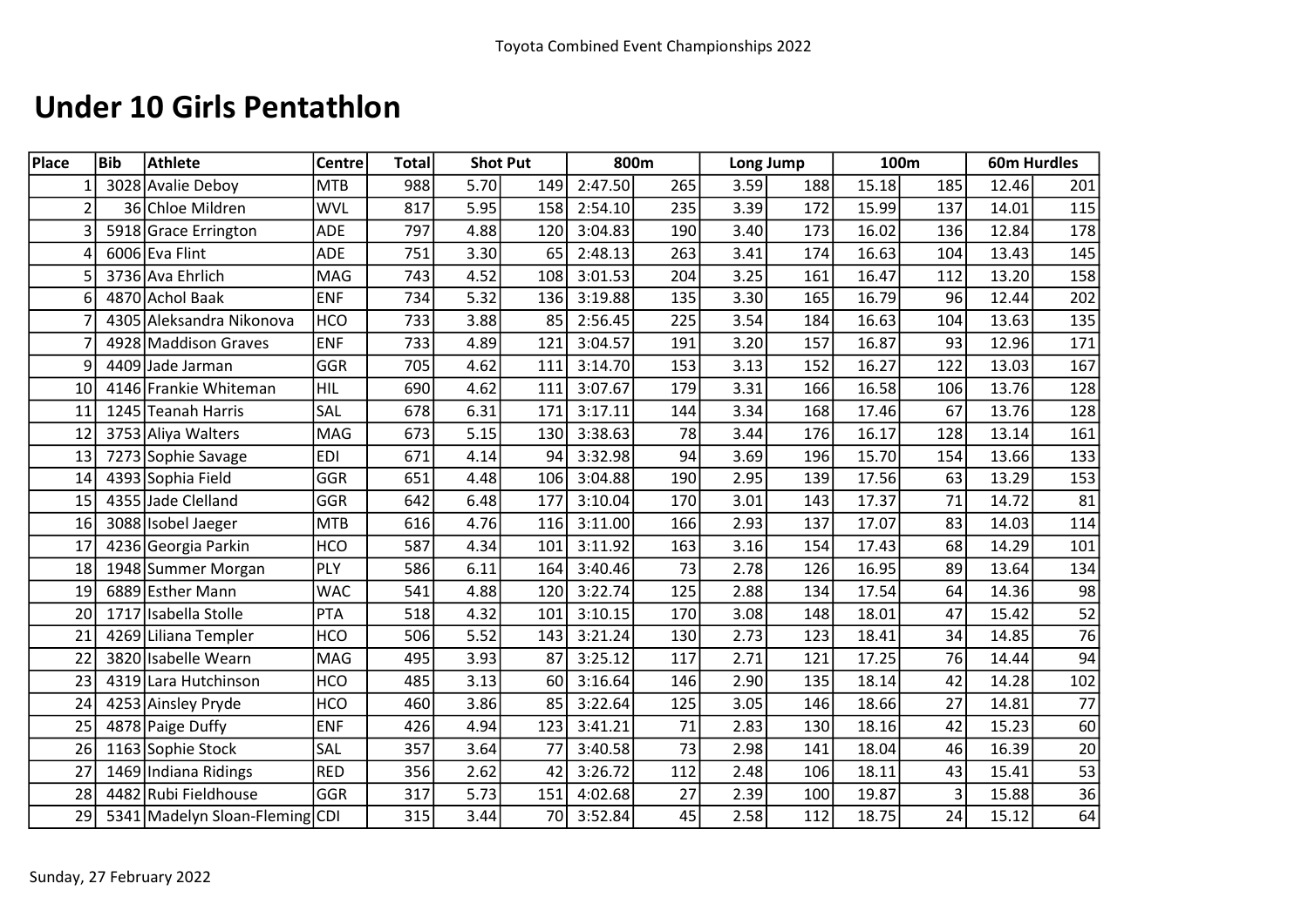# Under 10 Girls Pentathlon

| Place | Bib | Athlete | Centre | Total | Shot Put | | 800m | | Long Jump | | 100m | | 60m Hurdles | |
|---|---|---|---|---|---|---|---|---|---|---|---|---|---|---|
| 1 | 3028 | Avalie Deboy | MTB | 988 | 5.70 | 149 | 2:47.50 | 265 | 3.59 | 188 | 15.18 | 185 | 12.46 | 201 |
| 2 | 36 | Chloe Mildren | WVL | 817 | 5.95 | 158 | 2:54.10 | 235 | 3.39 | 172 | 15.99 | 137 | 14.01 | 115 |
| 3 | 5918 | Grace Errington | ADE | 797 | 4.88 | 120 | 3:04.83 | 190 | 3.40 | 173 | 16.02 | 136 | 12.84 | 178 |
| 4 | 6006 | Eva Flint | ADE | 751 | 3.30 | 65 | 2:48.13 | 263 | 3.41 | 174 | 16.63 | 104 | 13.43 | 145 |
| 5 | 3736 | Ava Ehrlich | MAG | 743 | 4.52 | 108 | 3:01.53 | 204 | 3.25 | 161 | 16.47 | 112 | 13.20 | 158 |
| 6 | 4870 | Achol Baak | ENF | 734 | 5.32 | 136 | 3:19.88 | 135 | 3.30 | 165 | 16.79 | 96 | 12.44 | 202 |
| 7 | 4305 | Aleksandra Nikonova | HCO | 733 | 3.88 | 85 | 2:56.45 | 225 | 3.54 | 184 | 16.63 | 104 | 13.63 | 135 |
| 7 | 4928 | Maddison Graves | ENF | 733 | 4.89 | 121 | 3:04.57 | 191 | 3.20 | 157 | 16.87 | 93 | 12.96 | 171 |
| 9 | 4409 | Jade Jarman | GGR | 705 | 4.62 | 111 | 3:14.70 | 153 | 3.13 | 152 | 16.27 | 122 | 13.03 | 167 |
| 10 | 4146 | Frankie Whiteman | HIL | 690 | 4.62 | 111 | 3:07.67 | 179 | 3.31 | 166 | 16.58 | 106 | 13.76 | 128 |
| 11 | 1245 | Teanah Harris | SAL | 678 | 6.31 | 171 | 3:17.11 | 144 | 3.34 | 168 | 17.46 | 67 | 13.76 | 128 |
| 12 | 3753 | Aliya Walters | MAG | 673 | 5.15 | 130 | 3:38.63 | 78 | 3.44 | 176 | 16.17 | 128 | 13.14 | 161 |
| 13 | 7273 | Sophie Savage | EDI | 671 | 4.14 | 94 | 3:32.98 | 94 | 3.69 | 196 | 15.70 | 154 | 13.66 | 133 |
| 14 | 4393 | Sophia Field | GGR | 651 | 4.48 | 106 | 3:04.88 | 190 | 2.95 | 139 | 17.56 | 63 | 13.29 | 153 |
| 15 | 4355 | Jade Clelland | GGR | 642 | 6.48 | 177 | 3:10.04 | 170 | 3.01 | 143 | 17.37 | 71 | 14.72 | 81 |
| 16 | 3088 | Isobel Jaeger | MTB | 616 | 4.76 | 116 | 3:11.00 | 166 | 2.93 | 137 | 17.07 | 83 | 14.03 | 114 |
| 17 | 4236 | Georgia Parkin | HCO | 587 | 4.34 | 101 | 3:11.92 | 163 | 3.16 | 154 | 17.43 | 68 | 14.29 | 101 |
| 18 | 1948 | Summer Morgan | PLY | 586 | 6.11 | 164 | 3:40.46 | 73 | 2.78 | 126 | 16.95 | 89 | 13.64 | 134 |
| 19 | 6889 | Esther Mann | WAC | 541 | 4.88 | 120 | 3:22.74 | 125 | 2.88 | 134 | 17.54 | 64 | 14.36 | 98 |
| 20 | 1717 | Isabella Stolle | PTA | 518 | 4.32 | 101 | 3:10.15 | 170 | 3.08 | 148 | 18.01 | 47 | 15.42 | 52 |
| 21 | 4269 | Liliana Templer | HCO | 506 | 5.52 | 143 | 3:21.24 | 130 | 2.73 | 123 | 18.41 | 34 | 14.85 | 76 |
| 22 | 3820 | Isabelle Wearn | MAG | 495 | 3.93 | 87 | 3:25.12 | 117 | 2.71 | 121 | 17.25 | 76 | 14.44 | 94 |
| 23 | 4319 | Lara Hutchinson | HCO | 485 | 3.13 | 60 | 3:16.64 | 146 | 2.90 | 135 | 18.14 | 42 | 14.28 | 102 |
| 24 | 4253 | Ainsley Pryde | HCO | 460 | 3.86 | 85 | 3:22.64 | 125 | 3.05 | 146 | 18.66 | 27 | 14.81 | 77 |
| 25 | 4878 | Paige Duffy | ENF | 426 | 4.94 | 123 | 3:41.21 | 71 | 2.83 | 130 | 18.16 | 42 | 15.23 | 60 |
| 26 | 1163 | Sophie Stock | SAL | 357 | 3.64 | 77 | 3:40.58 | 73 | 2.98 | 141 | 18.04 | 46 | 16.39 | 20 |
| 27 | 1469 | Indiana Ridings | RED | 356 | 2.62 | 42 | 3:26.72 | 112 | 2.48 | 106 | 18.11 | 43 | 15.41 | 53 |
| 28 | 4482 | Rubi Fieldhouse | GGR | 317 | 5.73 | 151 | 4:02.68 | 27 | 2.39 | 100 | 19.87 | 3 | 15.88 | 36 |
| 29 | 5341 | Madelyn Sloan-Fleming | CDI | 315 | 3.44 | 70 | 3:52.84 | 45 | 2.58 | 112 | 18.75 | 24 | 15.12 | 64 |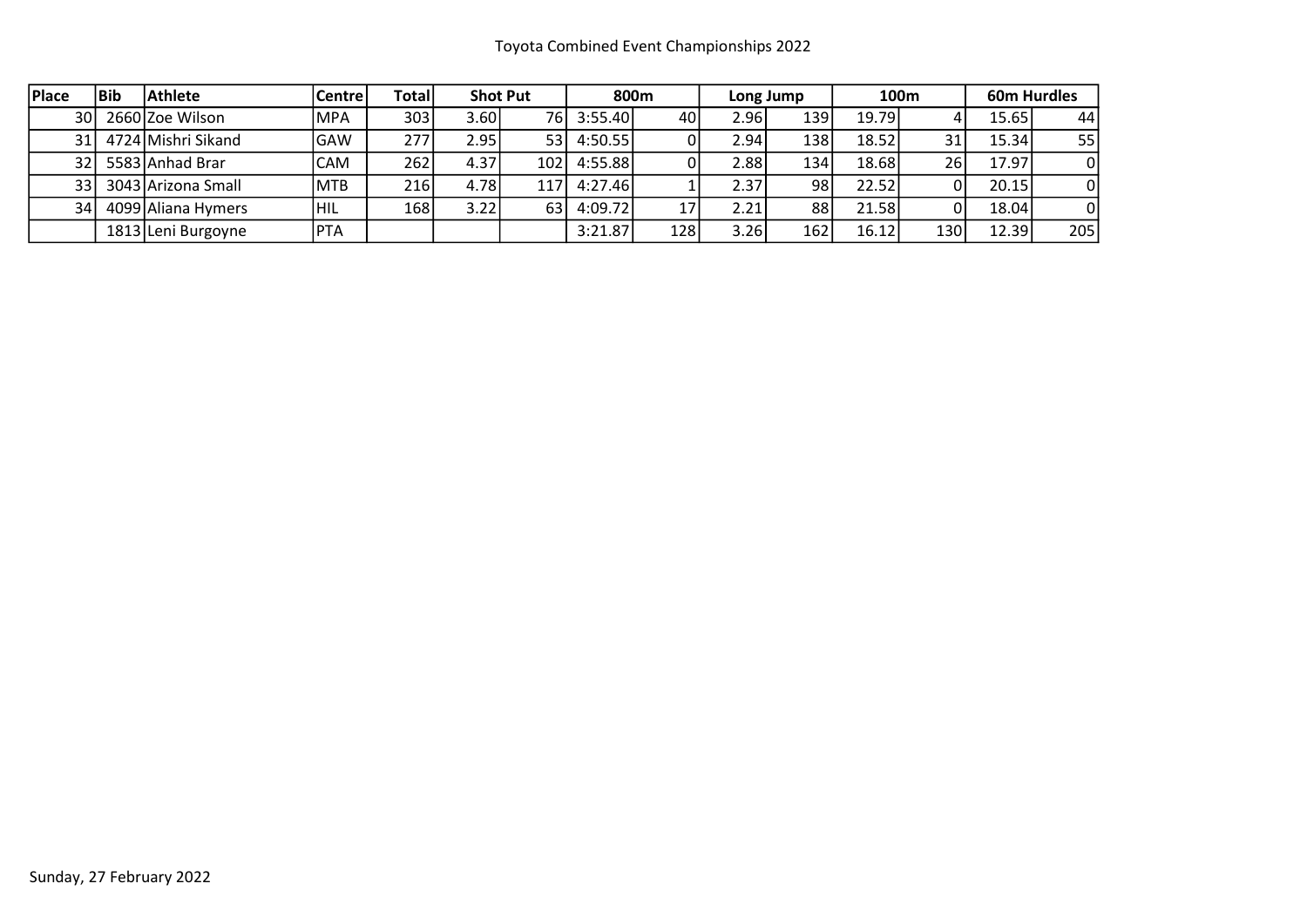Toyota Combined Event Championships 2022

| Place | Bib | Athlete | Centre | Total | Shot Put | | 800m | | Long Jump | | 100m | | 60m Hurdles | |
|---|---|---|---|---|---|---|---|---|---|---|---|---|---|---|
| 30 | 2660 | Zoe Wilson | MPA | 303 | 3.60 | 76 | 3:55.40 | 40 | 2.96 | 139 | 19.79 | 4 | 15.65 | 44 |
| 31 | 4724 | Mishri Sikand | GAW | 277 | 2.95 | 53 | 4:50.55 | 0 | 2.94 | 138 | 18.52 | 31 | 15.34 | 55 |
| 32 | 5583 | Anhad Brar | CAM | 262 | 4.37 | 102 | 4:55.88 | 0 | 2.88 | 134 | 18.68 | 26 | 17.97 | 0 |
| 33 | 3043 | Arizona Small | MTB | 216 | 4.78 | 117 | 4:27.46 | 1 | 2.37 | 98 | 22.52 | 0 | 20.15 | 0 |
| 34 | 4099 | Aliana Hymers | HIL | 168 | 3.22 | 63 | 4:09.72 | 17 | 2.21 | 88 | 21.58 | 0 | 18.04 | 0 |
| | 1813 | Leni Burgoyne | PTA | | | | 3:21.87 | 128 | 3.26 | 162 | 16.12 | 130 | 12.39 | 205 |

Sunday, 27 February 2022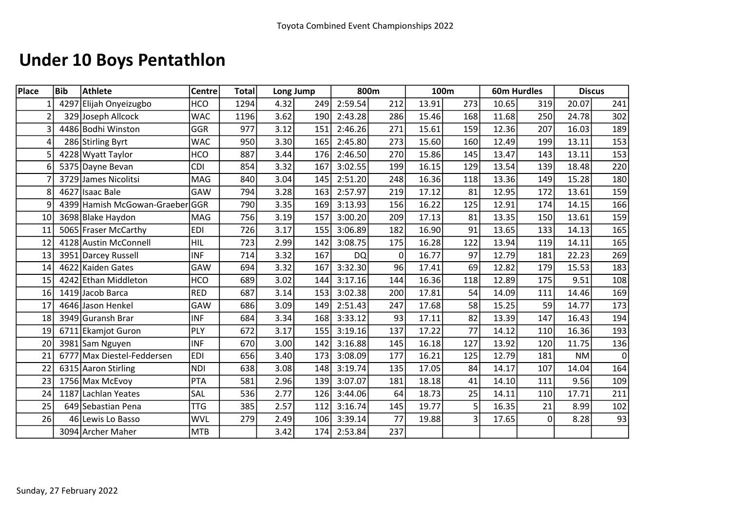Toyota Combined Event Championships 2022

# Under 10 Boys Pentathlon

| Place | Bib | Athlete | Centre | Total | Long Jump | | 800m | | 100m | | 60m Hurdles | | Discus | |
|---|---|---|---|---|---|---|---|---|---|---|---|---|---|---|
| 1 | 4297 | Elijah Onyeizugbo | HCO | 1294 | 4.32 | 249 | 2:59.54 | 212 | 13.91 | 273 | 10.65 | 319 | 20.07 | 241 |
| 2 | 329 | Joseph Allcock | WAC | 1196 | 3.62 | 190 | 2:43.28 | 286 | 15.46 | 168 | 11.68 | 250 | 24.78 | 302 |
| 3 | 4486 | Bodhi Winston | GGR | 977 | 3.12 | 151 | 2:46.26 | 271 | 15.61 | 159 | 12.36 | 207 | 16.03 | 189 |
| 4 | 286 | Stirling Byrt | WAC | 950 | 3.30 | 165 | 2:45.80 | 273 | 15.60 | 160 | 12.49 | 199 | 13.11 | 153 |
| 5 | 4228 | Wyatt Taylor | HCO | 887 | 3.44 | 176 | 2:46.50 | 270 | 15.86 | 145 | 13.47 | 143 | 13.11 | 153 |
| 6 | 5375 | Dayne Bevan | CDI | 854 | 3.32 | 167 | 3:02.55 | 199 | 16.15 | 129 | 13.54 | 139 | 18.48 | 220 |
| 7 | 3729 | James Nicolitsi | MAG | 840 | 3.04 | 145 | 2:51.20 | 248 | 16.36 | 118 | 13.36 | 149 | 15.28 | 180 |
| 8 | 4627 | Isaac Bale | GAW | 794 | 3.28 | 163 | 2:57.97 | 219 | 17.12 | 81 | 12.95 | 172 | 13.61 | 159 |
| 9 | 4399 | Hamish McGowan-Graeber | GGR | 790 | 3.35 | 169 | 3:13.93 | 156 | 16.22 | 125 | 12.91 | 174 | 14.15 | 166 |
| 10 | 3698 | Blake Haydon | MAG | 756 | 3.19 | 157 | 3:00.20 | 209 | 17.13 | 81 | 13.35 | 150 | 13.61 | 159 |
| 11 | 5065 | Fraser McCarthy | EDI | 726 | 3.17 | 155 | 3:06.89 | 182 | 16.90 | 91 | 13.65 | 133 | 14.13 | 165 |
| 12 | 4128 | Austin McConnell | HIL | 723 | 2.99 | 142 | 3:08.75 | 175 | 16.28 | 122 | 13.94 | 119 | 14.11 | 165 |
| 13 | 3951 | Darcey Russell | INF | 714 | 3.32 | 167 | DQ | 0 | 16.77 | 97 | 12.79 | 181 | 22.23 | 269 |
| 14 | 4622 | Kaiden Gates | GAW | 694 | 3.32 | 167 | 3:32.30 | 96 | 17.41 | 69 | 12.82 | 179 | 15.53 | 183 |
| 15 | 4242 | Ethan Middleton | HCO | 689 | 3.02 | 144 | 3:17.16 | 144 | 16.36 | 118 | 12.89 | 175 | 9.51 | 108 |
| 16 | 1419 | Jacob Barca | RED | 687 | 3.14 | 153 | 3:02.38 | 200 | 17.81 | 54 | 14.09 | 111 | 14.46 | 169 |
| 17 | 4646 | Jason Henkel | GAW | 686 | 3.09 | 149 | 2:51.43 | 247 | 17.68 | 58 | 15.25 | 59 | 14.77 | 173 |
| 18 | 3949 | Guransh Brar | INF | 684 | 3.34 | 168 | 3:33.12 | 93 | 17.11 | 82 | 13.39 | 147 | 16.43 | 194 |
| 19 | 6711 | Ekamjot Guron | PLY | 672 | 3.17 | 155 | 3:19.16 | 137 | 17.22 | 77 | 14.12 | 110 | 16.36 | 193 |
| 20 | 3981 | Sam Nguyen | INF | 670 | 3.00 | 142 | 3:16.88 | 145 | 16.18 | 127 | 13.92 | 120 | 11.75 | 136 |
| 21 | 6777 | Max Diestel-Feddersen | EDI | 656 | 3.40 | 173 | 3:08.09 | 177 | 16.21 | 125 | 12.79 | 181 | NM | 0 |
| 22 | 6315 | Aaron Stirling | NDI | 638 | 3.08 | 148 | 3:19.74 | 135 | 17.05 | 84 | 14.17 | 107 | 14.04 | 164 |
| 23 | 1756 | Max McEvoy | PTA | 581 | 2.96 | 139 | 3:07.07 | 181 | 18.18 | 41 | 14.10 | 111 | 9.56 | 109 |
| 24 | 1187 | Lachlan Yeates | SAL | 536 | 2.77 | 126 | 3:44.06 | 64 | 18.73 | 25 | 14.11 | 110 | 17.71 | 211 |
| 25 | 649 | Sebastian Pena | TTG | 385 | 2.57 | 112 | 3:16.74 | 145 | 19.77 | 5 | 16.35 | 21 | 8.99 | 102 |
| 26 | 46 | Lewis Lo Basso | WVL | 279 | 2.49 | 106 | 3:39.14 | 77 | 19.88 | 3 | 17.65 | 0 | 8.28 | 93 |
| | 3094 | Archer Maher | MTB | | 3.42 | 174 | 2:53.84 | 237 | | | | | | |

Sunday, 27 February 2022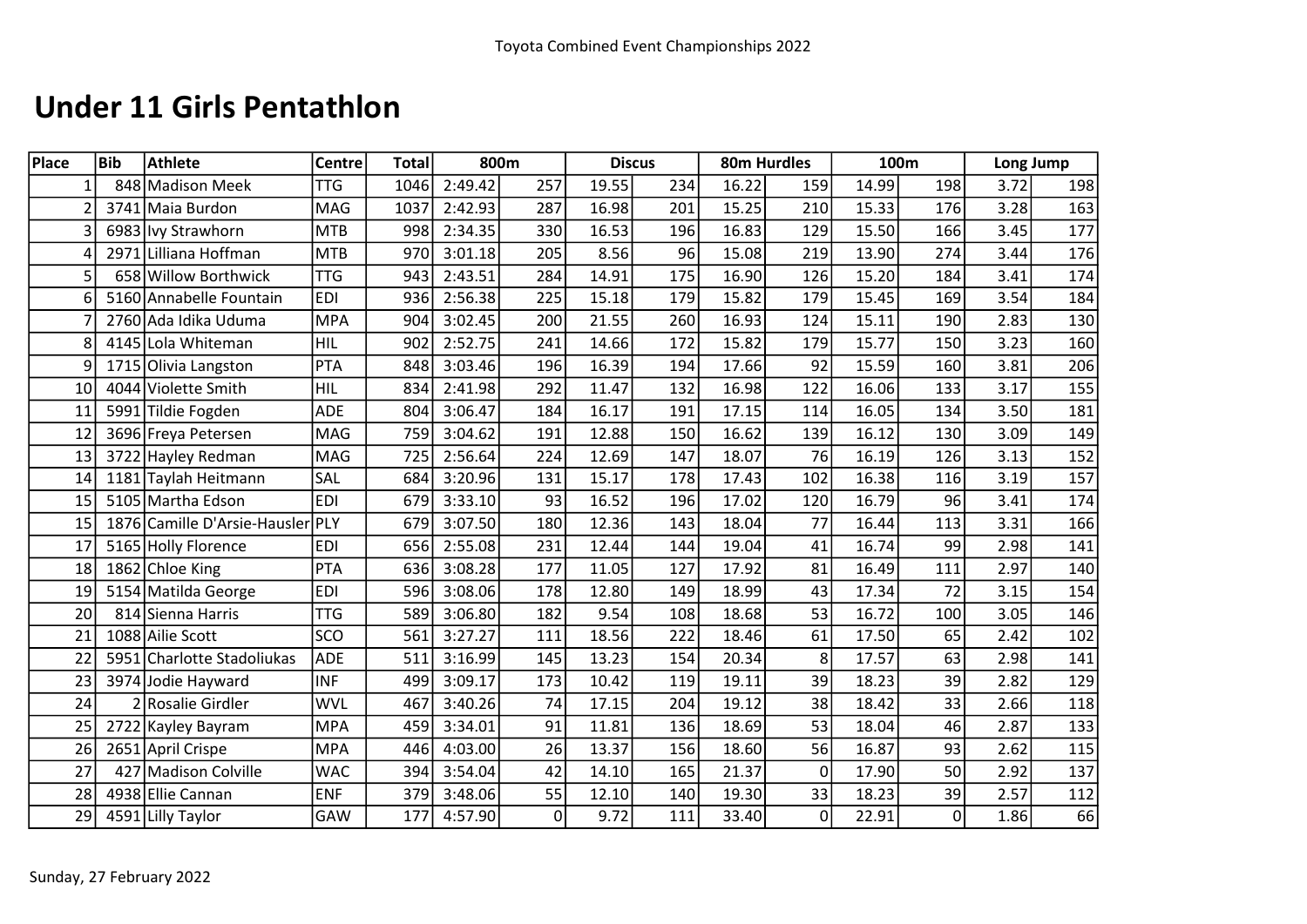Toyota Combined Event Championships 2022

# Under 11 Girls Pentathlon

| Place | Bib | Athlete | Centre | Total | 800m | | Discus | | 80m Hurdles | | 100m | | Long Jump | |
|---|---|---|---|---|---|---|---|---|---|---|---|---|---|---|
| 1 | 848 | Madison Meek | TTG | 1046 | 2:49.42 | 257 | 19.55 | 234 | 16.22 | 159 | 14.99 | 198 | 3.72 | 198 |
| 2 | 3741 | Maia Burdon | MAG | 1037 | 2:42.93 | 287 | 16.98 | 201 | 15.25 | 210 | 15.33 | 176 | 3.28 | 163 |
| 3 | 6983 | Ivy Strawhorn | MTB | 998 | 2:34.35 | 330 | 16.53 | 196 | 16.83 | 129 | 15.50 | 166 | 3.45 | 177 |
| 4 | 2971 | Lilliana Hoffman | MTB | 970 | 3:01.18 | 205 | 8.56 | 96 | 15.08 | 219 | 13.90 | 274 | 3.44 | 176 |
| 5 | 658 | Willow Borthwick | TTG | 943 | 2:43.51 | 284 | 14.91 | 175 | 16.90 | 126 | 15.20 | 184 | 3.41 | 174 |
| 6 | 5160 | Annabelle Fountain | EDI | 936 | 2:56.38 | 225 | 15.18 | 179 | 15.82 | 179 | 15.45 | 169 | 3.54 | 184 |
| 7 | 2760 | Ada Idika Uduma | MPA | 904 | 3:02.45 | 200 | 21.55 | 260 | 16.93 | 124 | 15.11 | 190 | 2.83 | 130 |
| 8 | 4145 | Lola Whiteman | HIL | 902 | 2:52.75 | 241 | 14.66 | 172 | 15.82 | 179 | 15.77 | 150 | 3.23 | 160 |
| 9 | 1715 | Olivia Langston | PTA | 848 | 3:03.46 | 196 | 16.39 | 194 | 17.66 | 92 | 15.59 | 160 | 3.81 | 206 |
| 10 | 4044 | Violette Smith | HIL | 834 | 2:41.98 | 292 | 11.47 | 132 | 16.98 | 122 | 16.06 | 133 | 3.17 | 155 |
| 11 | 5991 | Tildie Fogden | ADE | 804 | 3:06.47 | 184 | 16.17 | 191 | 17.15 | 114 | 16.05 | 134 | 3.50 | 181 |
| 12 | 3696 | Freya Petersen | MAG | 759 | 3:04.62 | 191 | 12.88 | 150 | 16.62 | 139 | 16.12 | 130 | 3.09 | 149 |
| 13 | 3722 | Hayley Redman | MAG | 725 | 2:56.64 | 224 | 12.69 | 147 | 18.07 | 76 | 16.19 | 126 | 3.13 | 152 |
| 14 | 1181 | Taylah Heitmann | SAL | 684 | 3:20.96 | 131 | 15.17 | 178 | 17.43 | 102 | 16.38 | 116 | 3.19 | 157 |
| 15 | 5105 | Martha Edson | EDI | 679 | 3:33.10 | 93 | 16.52 | 196 | 17.02 | 120 | 16.79 | 96 | 3.41 | 174 |
| 15 | 1876 | Camille D'Arsie-Hausler | PLY | 679 | 3:07.50 | 180 | 12.36 | 143 | 18.04 | 77 | 16.44 | 113 | 3.31 | 166 |
| 17 | 5165 | Holly Florence | EDI | 656 | 2:55.08 | 231 | 12.44 | 144 | 19.04 | 41 | 16.74 | 99 | 2.98 | 141 |
| 18 | 1862 | Chloe King | PTA | 636 | 3:08.28 | 177 | 11.05 | 127 | 17.92 | 81 | 16.49 | 111 | 2.97 | 140 |
| 19 | 5154 | Matilda George | EDI | 596 | 3:08.06 | 178 | 12.80 | 149 | 18.99 | 43 | 17.34 | 72 | 3.15 | 154 |
| 20 | 814 | Sienna Harris | TTG | 589 | 3:06.80 | 182 | 9.54 | 108 | 18.68 | 53 | 16.72 | 100 | 3.05 | 146 |
| 21 | 1088 | Ailie Scott | SCO | 561 | 3:27.27 | 111 | 18.56 | 222 | 18.46 | 61 | 17.50 | 65 | 2.42 | 102 |
| 22 | 5951 | Charlotte Stadoliukas | ADE | 511 | 3:16.99 | 145 | 13.23 | 154 | 20.34 | 8 | 17.57 | 63 | 2.98 | 141 |
| 23 | 3974 | Jodie Hayward | INF | 499 | 3:09.17 | 173 | 10.42 | 119 | 19.11 | 39 | 18.23 | 39 | 2.82 | 129 |
| 24 | 2 | Rosalie Girdler | WVL | 467 | 3:40.26 | 74 | 17.15 | 204 | 19.12 | 38 | 18.42 | 33 | 2.66 | 118 |
| 25 | 2722 | Kayley Bayram | MPA | 459 | 3:34.01 | 91 | 11.81 | 136 | 18.69 | 53 | 18.04 | 46 | 2.87 | 133 |
| 26 | 2651 | April Crispe | MPA | 446 | 4:03.00 | 26 | 13.37 | 156 | 18.60 | 56 | 16.87 | 93 | 2.62 | 115 |
| 27 | 427 | Madison Colville | WAC | 394 | 3:54.04 | 42 | 14.10 | 165 | 21.37 | 0 | 17.90 | 50 | 2.92 | 137 |
| 28 | 4938 | Ellie Cannan | ENF | 379 | 3:48.06 | 55 | 12.10 | 140 | 19.30 | 33 | 18.23 | 39 | 2.57 | 112 |
| 29 | 4591 | Lilly Taylor | GAW | 177 | 4:57.90 | 0 | 9.72 | 111 | 33.40 | 0 | 22.91 | 0 | 1.86 | 66 |

Sunday, 27 February 2022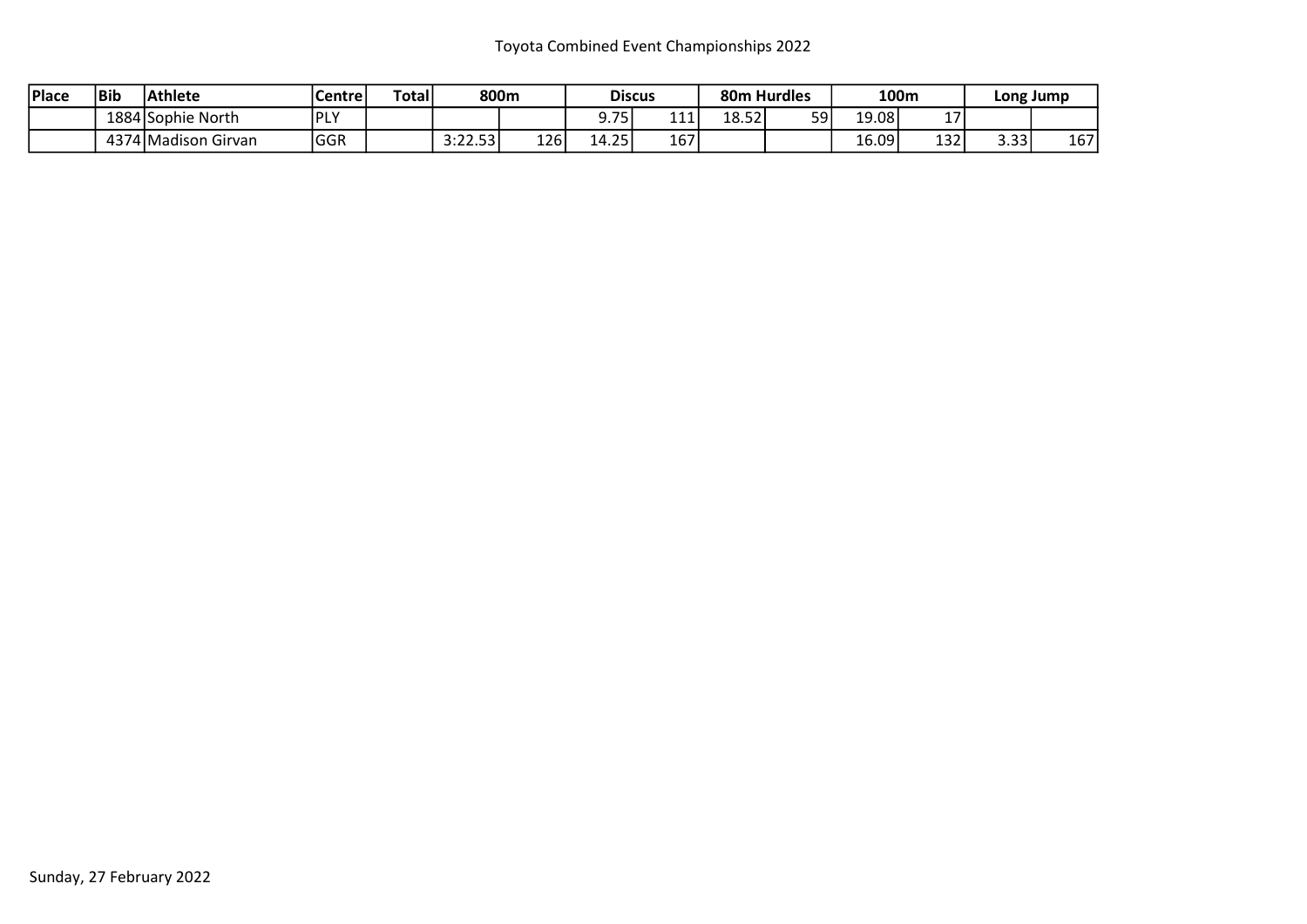Toyota Combined Event Championships 2022

| Place | Bib | Athlete | Centre | Total | 800m | | Discus | | 80m Hurdles | | 100m | | Long Jump | |
|---|---|---|---|---|---|---|---|---|---|---|---|---|---|---|
| | 1884 | Sophie North | PLY | | | | 9.75 | 111 | 18.52 | 59 | 19.08 | 17 | | |
| | 4374 | Madison Girvan | GGR | | 3:22.53 | 126 | 14.25 | 167 | | | 16.09 | 132 | 3.33 | 167 |

Sunday, 27 February 2022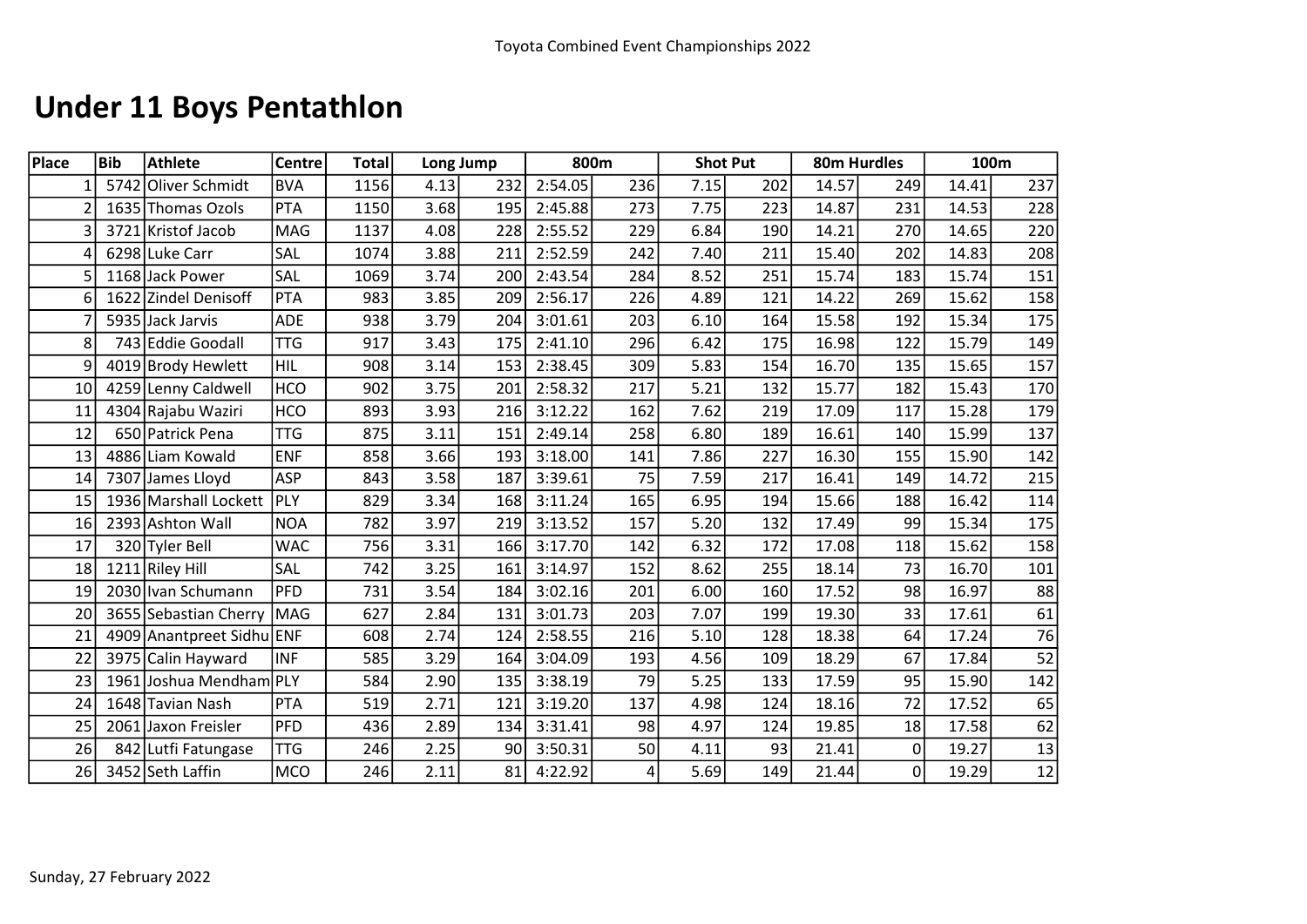# Under 11 Boys Pentathlon

| Place | Bib | Athlete | Centre | Total | Long Jump | | 800m | | Shot Put | | 80m Hurdles | | 100m | |
|---|---|---|---|---|---|---|---|---|---|---|---|---|---|---|
| 1 | 5742 | Oliver Schmidt | BVA | 1156 | 4.13 | 232 | 2:54.05 | 236 | 7.15 | 202 | 14.57 | 249 | 14.41 | 237 |
| 2 | 1635 | Thomas Ozols | PTA | 1150 | 3.68 | 195 | 2:45.88 | 273 | 7.75 | 223 | 14.87 | 231 | 14.53 | 228 |
| 3 | 3721 | Kristof Jacob | MAG | 1137 | 4.08 | 228 | 2:55.52 | 229 | 6.84 | 190 | 14.21 | 270 | 14.65 | 220 |
| 4 | 6298 | Luke Carr | SAL | 1074 | 3.88 | 211 | 2:52.59 | 242 | 7.40 | 211 | 15.40 | 202 | 14.83 | 208 |
| 5 | 1168 | Jack Power | SAL | 1069 | 3.74 | 200 | 2:43.54 | 284 | 8.52 | 251 | 15.74 | 183 | 15.74 | 151 |
| 6 | 1622 | Zindel Denisoff | PTA | 983 | 3.85 | 209 | 2:56.17 | 226 | 4.89 | 121 | 14.22 | 269 | 15.62 | 158 |
| 7 | 5935 | Jack Jarvis | ADE | 938 | 3.79 | 204 | 3:01.61 | 203 | 6.10 | 164 | 15.58 | 192 | 15.34 | 175 |
| 8 | 743 | Eddie Goodall | TTG | 917 | 3.43 | 175 | 2:41.10 | 296 | 6.42 | 175 | 16.98 | 122 | 15.79 | 149 |
| 9 | 4019 | Brody Hewlett | HIL | 908 | 3.14 | 153 | 2:38.45 | 309 | 5.83 | 154 | 16.70 | 135 | 15.65 | 157 |
| 10 | 4259 | Lenny Caldwell | HCO | 902 | 3.75 | 201 | 2:58.32 | 217 | 5.21 | 132 | 15.77 | 182 | 15.43 | 170 |
| 11 | 4304 | Rajabu Waziri | HCO | 893 | 3.93 | 216 | 3:12.22 | 162 | 7.62 | 219 | 17.09 | 117 | 15.28 | 179 |
| 12 | 650 | Patrick Pena | TTG | 875 | 3.11 | 151 | 2:49.14 | 258 | 6.80 | 189 | 16.61 | 140 | 15.99 | 137 |
| 13 | 4886 | Liam Kowald | ENF | 858 | 3.66 | 193 | 3:18.00 | 141 | 7.86 | 227 | 16.30 | 155 | 15.90 | 142 |
| 14 | 7307 | James Lloyd | ASP | 843 | 3.58 | 187 | 3:39.61 | 75 | 7.59 | 217 | 16.41 | 149 | 14.72 | 215 |
| 15 | 1936 | Marshall Lockett | PLY | 829 | 3.34 | 168 | 3:11.24 | 165 | 6.95 | 194 | 15.66 | 188 | 16.42 | 114 |
| 16 | 2393 | Ashton Wall | NOA | 782 | 3.97 | 219 | 3:13.52 | 157 | 5.20 | 132 | 17.49 | 99 | 15.34 | 175 |
| 17 | 320 | Tyler Bell | WAC | 756 | 3.31 | 166 | 3:17.70 | 142 | 6.32 | 172 | 17.08 | 118 | 15.62 | 158 |
| 18 | 1211 | Riley Hill | SAL | 742 | 3.25 | 161 | 3:14.97 | 152 | 8.62 | 255 | 18.14 | 73 | 16.70 | 101 |
| 19 | 2030 | Ivan Schumann | PFD | 731 | 3.54 | 184 | 3:02.16 | 201 | 6.00 | 160 | 17.52 | 98 | 16.97 | 88 |
| 20 | 3655 | Sebastian Cherry | MAG | 627 | 2.84 | 131 | 3:01.73 | 203 | 7.07 | 199 | 19.30 | 33 | 17.61 | 61 |
| 21 | 4909 | Anantpreet Sidhu | ENF | 608 | 2.74 | 124 | 2:58.55 | 216 | 5.10 | 128 | 18.38 | 64 | 17.24 | 76 |
| 22 | 3975 | Calin Hayward | INF | 585 | 3.29 | 164 | 3:04.09 | 193 | 4.56 | 109 | 18.29 | 67 | 17.84 | 52 |
| 23 | 1961 | Joshua Mendham | PLY | 584 | 2.90 | 135 | 3:38.19 | 79 | 5.25 | 133 | 17.59 | 95 | 15.90 | 142 |
| 24 | 1648 | Tavian Nash | PTA | 519 | 2.71 | 121 | 3:19.20 | 137 | 4.98 | 124 | 18.16 | 72 | 17.52 | 65 |
| 25 | 2061 | Jaxon Freisler | PFD | 436 | 2.89 | 134 | 3:31.41 | 98 | 4.97 | 124 | 19.85 | 18 | 17.58 | 62 |
| 26 | 842 | Lutfi Fatungase | TTG | 246 | 2.25 | 90 | 3:50.31 | 50 | 4.11 | 93 | 21.41 | 0 | 19.27 | 13 |
| 26 | 3452 | Seth Laffin | MCO | 246 | 2.11 | 81 | 4:22.92 | 4 | 5.69 | 149 | 21.44 | 0 | 19.29 | 12 |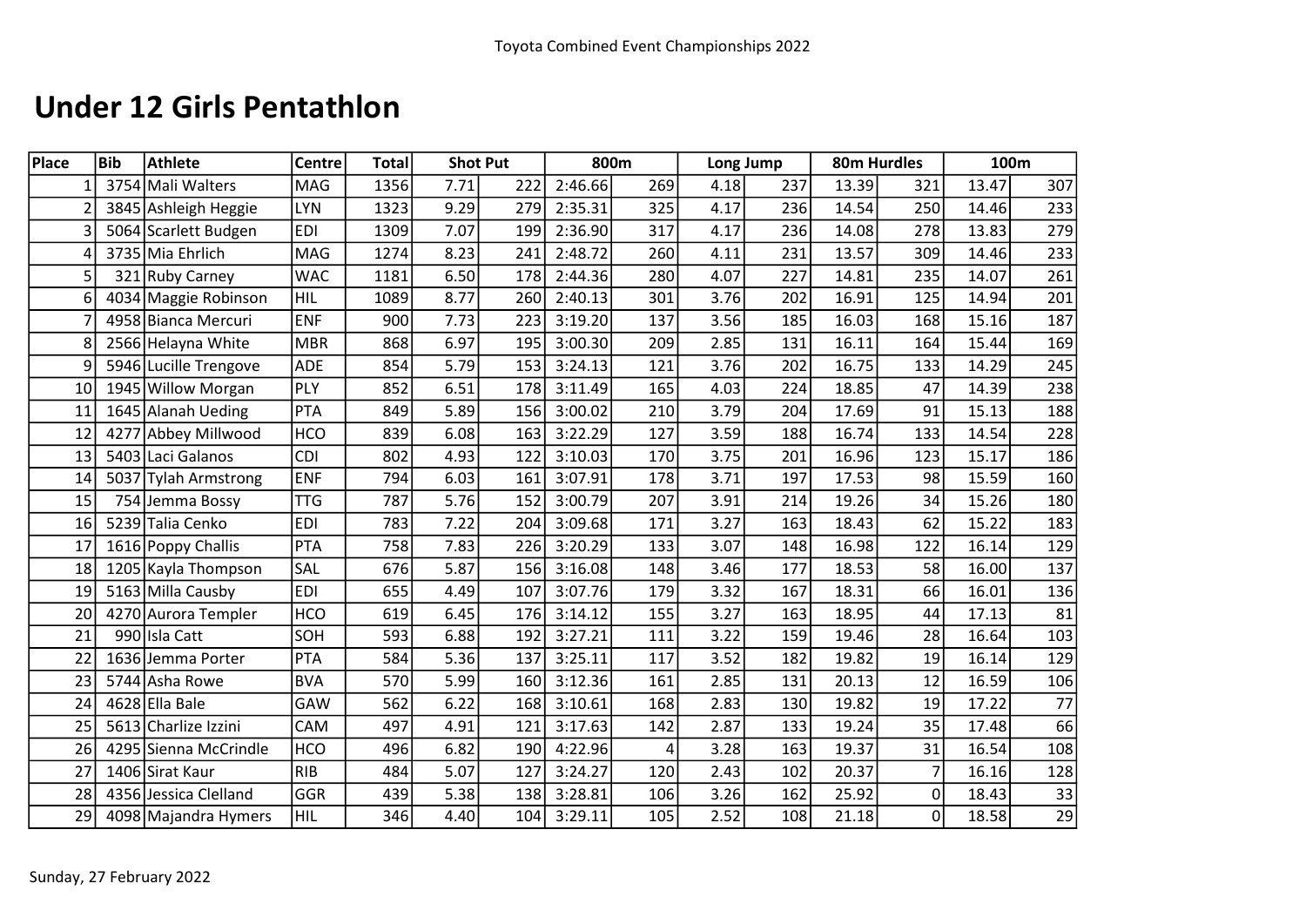# Under 12 Girls Pentathlon

| Place | Bib | Athlete | Centre | Total | Shot Put | | 800m | | Long Jump | | 80m Hurdles | | 100m | |
|---|---|---|---|---|---|---|---|---|---|---|---|---|---|---|
| 1 | 3754 | Mali Walters | MAG | 1356 | 7.71 | 222 | 2:46.66 | 269 | 4.18 | 237 | 13.39 | 321 | 13.47 | 307 |
| 2 | 3845 | Ashleigh Heggie | LYN | 1323 | 9.29 | 279 | 2:35.31 | 325 | 4.17 | 236 | 14.54 | 250 | 14.46 | 233 |
| 3 | 5064 | Scarlett Budgen | EDI | 1309 | 7.07 | 199 | 2:36.90 | 317 | 4.17 | 236 | 14.08 | 278 | 13.83 | 279 |
| 4 | 3735 | Mia Ehrlich | MAG | 1274 | 8.23 | 241 | 2:48.72 | 260 | 4.11 | 231 | 13.57 | 309 | 14.46 | 233 |
| 5 | 321 | Ruby Carney | WAC | 1181 | 6.50 | 178 | 2:44.36 | 280 | 4.07 | 227 | 14.81 | 235 | 14.07 | 261 |
| 6 | 4034 | Maggie Robinson | HIL | 1089 | 8.77 | 260 | 2:40.13 | 301 | 3.76 | 202 | 16.91 | 125 | 14.94 | 201 |
| 7 | 4958 | Bianca Mercuri | ENF | 900 | 7.73 | 223 | 3:19.20 | 137 | 3.56 | 185 | 16.03 | 168 | 15.16 | 187 |
| 8 | 2566 | Helayna White | MBR | 868 | 6.97 | 195 | 3:00.30 | 209 | 2.85 | 131 | 16.11 | 164 | 15.44 | 169 |
| 9 | 5946 | Lucille Trengove | ADE | 854 | 5.79 | 153 | 3:24.13 | 121 | 3.76 | 202 | 16.75 | 133 | 14.29 | 245 |
| 10 | 1945 | Willow Morgan | PLY | 852 | 6.51 | 178 | 3:11.49 | 165 | 4.03 | 224 | 18.85 | 47 | 14.39 | 238 |
| 11 | 1645 | Alanah Ueding | PTA | 849 | 5.89 | 156 | 3:00.02 | 210 | 3.79 | 204 | 17.69 | 91 | 15.13 | 188 |
| 12 | 4277 | Abbey Millwood | HCO | 839 | 6.08 | 163 | 3:22.29 | 127 | 3.59 | 188 | 16.74 | 133 | 14.54 | 228 |
| 13 | 5403 | Laci Galanos | CDI | 802 | 4.93 | 122 | 3:10.03 | 170 | 3.75 | 201 | 16.96 | 123 | 15.17 | 186 |
| 14 | 5037 | Tylah Armstrong | ENF | 794 | 6.03 | 161 | 3:07.91 | 178 | 3.71 | 197 | 17.53 | 98 | 15.59 | 160 |
| 15 | 754 | Jemma Bossy | TTG | 787 | 5.76 | 152 | 3:00.79 | 207 | 3.91 | 214 | 19.26 | 34 | 15.26 | 180 |
| 16 | 5239 | Talia Cenko | EDI | 783 | 7.22 | 204 | 3:09.68 | 171 | 3.27 | 163 | 18.43 | 62 | 15.22 | 183 |
| 17 | 1616 | Poppy Challis | PTA | 758 | 7.83 | 226 | 3:20.29 | 133 | 3.07 | 148 | 16.98 | 122 | 16.14 | 129 |
| 18 | 1205 | Kayla Thompson | SAL | 676 | 5.87 | 156 | 3:16.08 | 148 | 3.46 | 177 | 18.53 | 58 | 16.00 | 137 |
| 19 | 5163 | Milla Causby | EDI | 655 | 4.49 | 107 | 3:07.76 | 179 | 3.32 | 167 | 18.31 | 66 | 16.01 | 136 |
| 20 | 4270 | Aurora Templer | HCO | 619 | 6.45 | 176 | 3:14.12 | 155 | 3.27 | 163 | 18.95 | 44 | 17.13 | 81 |
| 21 | 990 | Isla Catt | SOH | 593 | 6.88 | 192 | 3:27.21 | 111 | 3.22 | 159 | 19.46 | 28 | 16.64 | 103 |
| 22 | 1636 | Jemma Porter | PTA | 584 | 5.36 | 137 | 3:25.11 | 117 | 3.52 | 182 | 19.82 | 19 | 16.14 | 129 |
| 23 | 5744 | Asha Rowe | BVA | 570 | 5.99 | 160 | 3:12.36 | 161 | 2.85 | 131 | 20.13 | 12 | 16.59 | 106 |
| 24 | 4628 | Ella Bale | GAW | 562 | 6.22 | 168 | 3:10.61 | 168 | 2.83 | 130 | 19.82 | 19 | 17.22 | 77 |
| 25 | 5613 | Charlize Izzini | CAM | 497 | 4.91 | 121 | 3:17.63 | 142 | 2.87 | 133 | 19.24 | 35 | 17.48 | 66 |
| 26 | 4295 | Sienna McCrindle | HCO | 496 | 6.82 | 190 | 4:22.96 | 4 | 3.28 | 163 | 19.37 | 31 | 16.54 | 108 |
| 27 | 1406 | Sirat Kaur | RIB | 484 | 5.07 | 127 | 3:24.27 | 120 | 2.43 | 102 | 20.37 | 7 | 16.16 | 128 |
| 28 | 4356 | Jessica Clelland | GGR | 439 | 5.38 | 138 | 3:28.81 | 106 | 3.26 | 162 | 25.92 | 0 | 18.43 | 33 |
| 29 | 4098 | Majandra Hymers | HIL | 346 | 4.40 | 104 | 3:29.11 | 105 | 2.52 | 108 | 21.18 | 0 | 18.58 | 29 |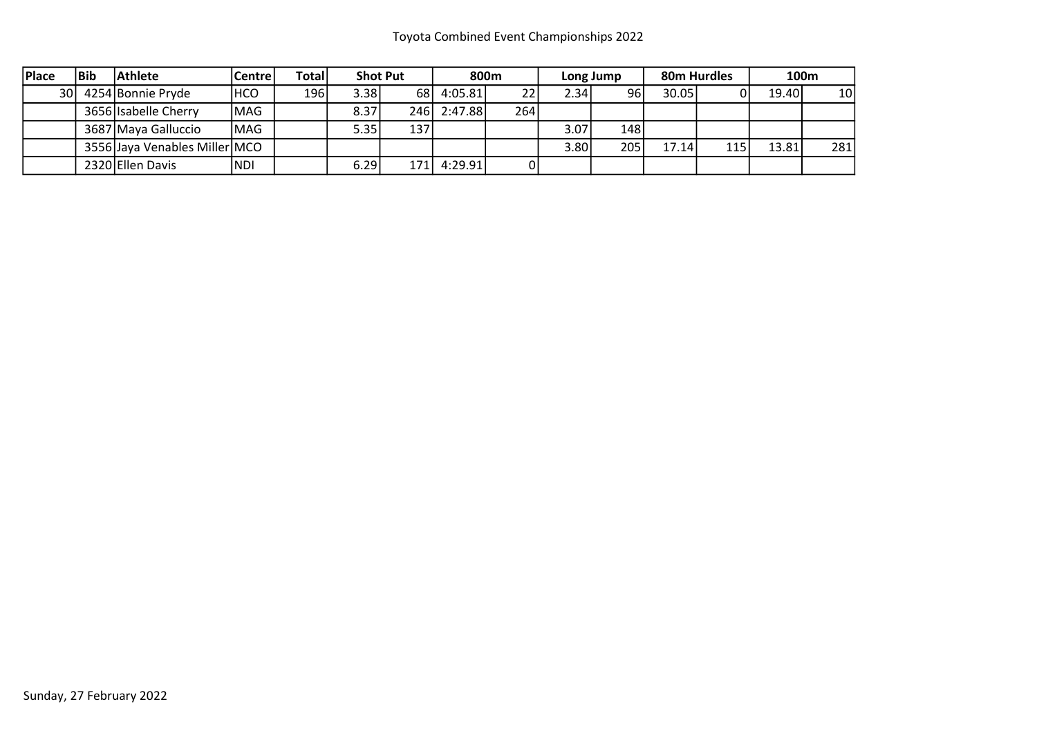Toyota Combined Event Championships 2022

| Place | Bib | Athlete | Centre | Total | Shot Put | | 800m | | Long Jump | | 80m Hurdles | | 100m | |
|---|---|---|---|---|---|---|---|---|---|---|---|---|---|---|
| 30 | 4254 | Bonnie Pryde | HCO | 196 | 3.38 | 68 | 4:05.81 | 22 | 2.34 | 96 | 30.05 | 0 | 19.40 | 10 |
| | 3656 | Isabelle Cherry | MAG | | 8.37 | 246 | 2:47.88 | 264 | | | | | | |
| | 3687 | Maya Galluccio | MAG | | 5.35 | 137 | | | 3.07 | 148 | | | | |
| | 3556 | Jaya Venables Miller | MCO | | | | | | 3.80 | 205 | 17.14 | 115 | 13.81 | 281 |
| | 2320 | Ellen Davis | NDI | | 6.29 | 171 | 4:29.91 | 0 | | | | | | |

Sunday, 27 February 2022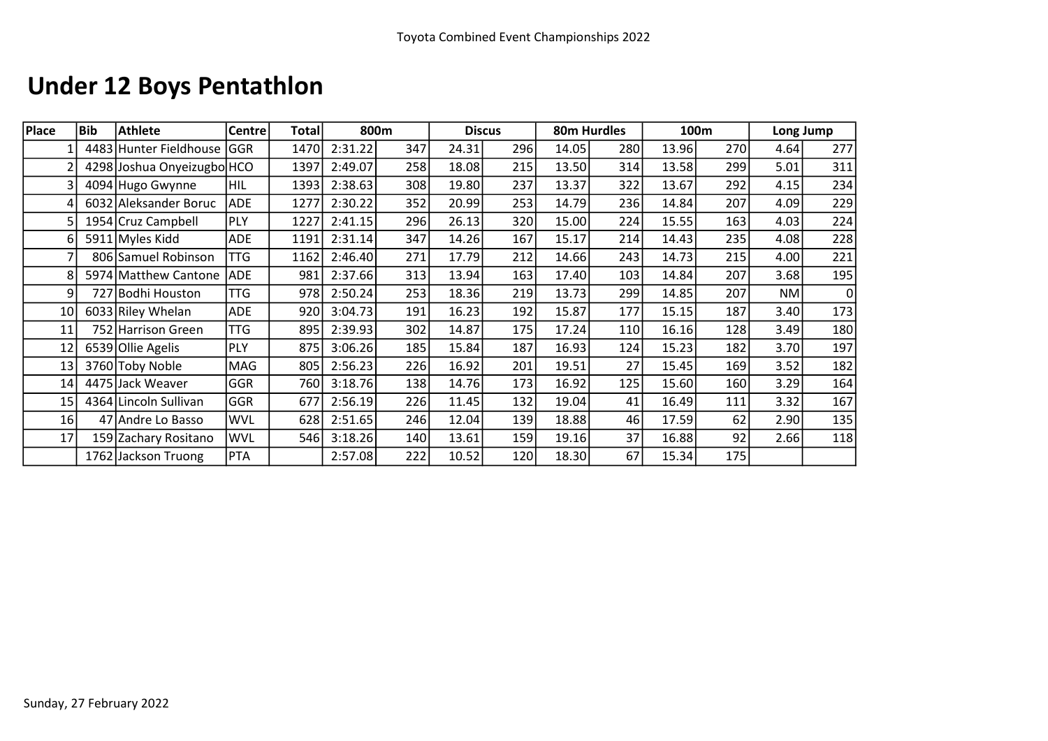Toyota Combined Event Championships 2022

# Under 12 Boys Pentathlon

| Place | Bib | Athlete | Centre | Total | 800m | | Discus | | 80m Hurdles | | 100m | | Long Jump | |
|---|---|---|---|---|---|---|---|---|---|---|---|---|---|---|
| 1 | 4483 | Hunter Fieldhouse | GGR | 1470 | 2:31.22 | 347 | 24.31 | 296 | 14.05 | 280 | 13.96 | 270 | 4.64 | 277 |
| 2 | 4298 | Joshua Onyeizugbo | HCO | 1397 | 2:49.07 | 258 | 18.08 | 215 | 13.50 | 314 | 13.58 | 299 | 5.01 | 311 |
| 3 | 4094 | Hugo Gwynne | HIL | 1393 | 2:38.63 | 308 | 19.80 | 237 | 13.37 | 322 | 13.67 | 292 | 4.15 | 234 |
| 4 | 6032 | Aleksander Boruc | ADE | 1277 | 2:30.22 | 352 | 20.99 | 253 | 14.79 | 236 | 14.84 | 207 | 4.09 | 229 |
| 5 | 1954 | Cruz Campbell | PLY | 1227 | 2:41.15 | 296 | 26.13 | 320 | 15.00 | 224 | 15.55 | 163 | 4.03 | 224 |
| 6 | 5911 | Myles Kidd | ADE | 1191 | 2:31.14 | 347 | 14.26 | 167 | 15.17 | 214 | 14.43 | 235 | 4.08 | 228 |
| 7 | 806 | Samuel Robinson | TTG | 1162 | 2:46.40 | 271 | 17.79 | 212 | 14.66 | 243 | 14.73 | 215 | 4.00 | 221 |
| 8 | 5974 | Matthew Cantone | ADE | 981 | 2:37.66 | 313 | 13.94 | 163 | 17.40 | 103 | 14.84 | 207 | 3.68 | 195 |
| 9 | 727 | Bodhi Houston | TTG | 978 | 2:50.24 | 253 | 18.36 | 219 | 13.73 | 299 | 14.85 | 207 | NM | 0 |
| 10 | 6033 | Riley Whelan | ADE | 920 | 3:04.73 | 191 | 16.23 | 192 | 15.87 | 177 | 15.15 | 187 | 3.40 | 173 |
| 11 | 752 | Harrison Green | TTG | 895 | 2:39.93 | 302 | 14.87 | 175 | 17.24 | 110 | 16.16 | 128 | 3.49 | 180 |
| 12 | 6539 | Ollie Agelis | PLY | 875 | 3:06.26 | 185 | 15.84 | 187 | 16.93 | 124 | 15.23 | 182 | 3.70 | 197 |
| 13 | 3760 | Toby Noble | MAG | 805 | 2:56.23 | 226 | 16.92 | 201 | 19.51 | 27 | 15.45 | 169 | 3.52 | 182 |
| 14 | 4475 | Jack Weaver | GGR | 760 | 3:18.76 | 138 | 14.76 | 173 | 16.92 | 125 | 15.60 | 160 | 3.29 | 164 |
| 15 | 4364 | Lincoln Sullivan | GGR | 677 | 2:56.19 | 226 | 11.45 | 132 | 19.04 | 41 | 16.49 | 111 | 3.32 | 167 |
| 16 | 47 | Andre Lo Basso | WVL | 628 | 2:51.65 | 246 | 12.04 | 139 | 18.88 | 46 | 17.59 | 62 | 2.90 | 135 |
| 17 | 159 | Zachary Rositano | WVL | 546 | 3:18.26 | 140 | 13.61 | 159 | 19.16 | 37 | 16.88 | 92 | 2.66 | 118 |
| | 1762 | Jackson Truong | PTA | | 2:57.08 | 222 | 10.52 | 120 | 18.30 | 67 | 15.34 | 175 | | |

Sunday, 27 February 2022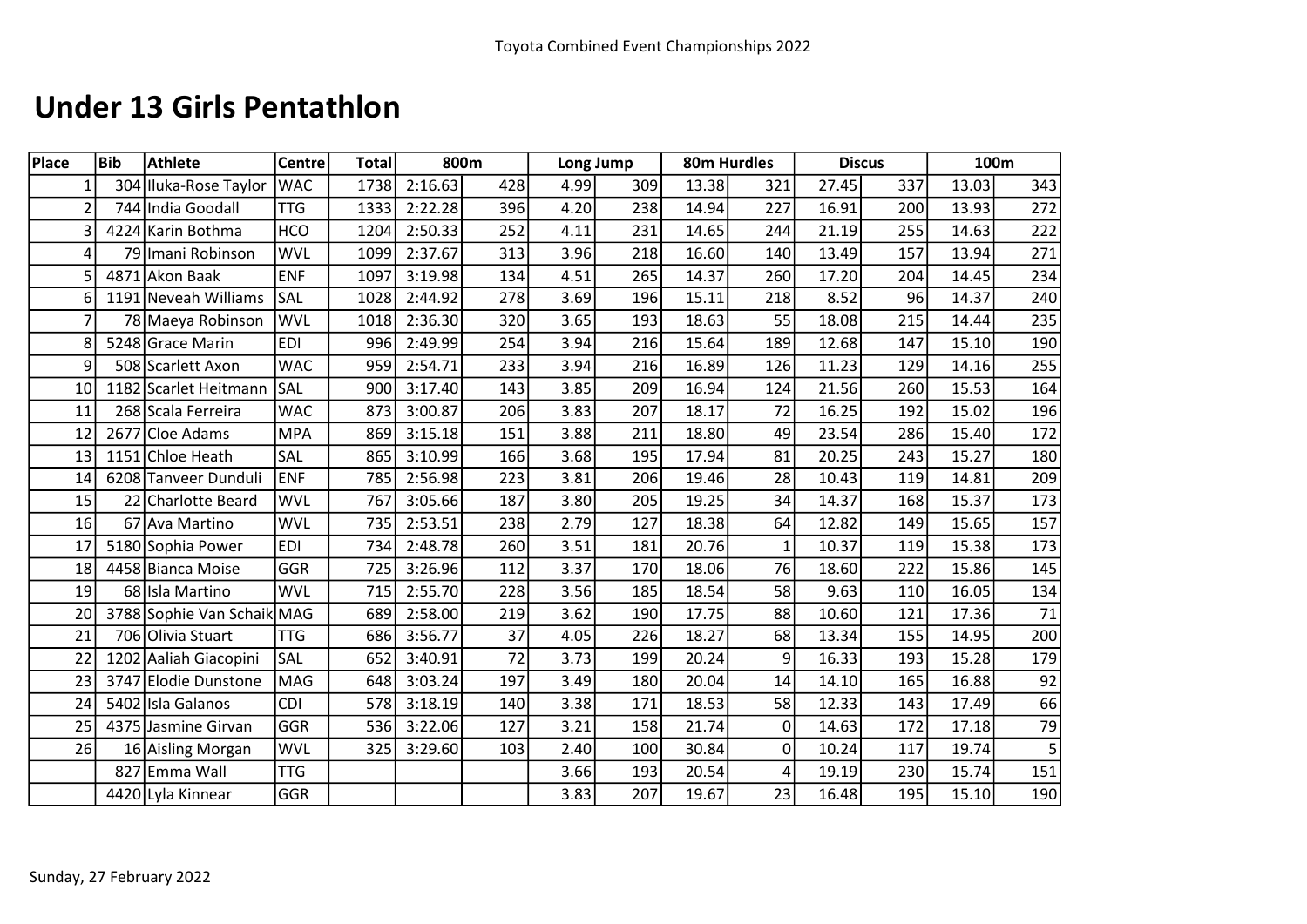Toyota Combined Event Championships 2022

# Under 13 Girls Pentathlon

| Place | Bib | Athlete | Centre | Total | 800m | | Long Jump | | 80m Hurdles | | Discus | | 100m | |
|---|---|---|---|---|---|---|---|---|---|---|---|---|---|---|
| 1 | 304 | Iluka-Rose Taylor | WAC | 1738 | 2:16.63 | 428 | 4.99 | 309 | 13.38 | 321 | 27.45 | 337 | 13.03 | 343 |
| 2 | 744 | India Goodall | TTG | 1333 | 2:22.28 | 396 | 4.20 | 238 | 14.94 | 227 | 16.91 | 200 | 13.93 | 272 |
| 3 | 4224 | Karin Bothma | HCO | 1204 | 2:50.33 | 252 | 4.11 | 231 | 14.65 | 244 | 21.19 | 255 | 14.63 | 222 |
| 4 | 79 | Imani Robinson | WVL | 1099 | 2:37.67 | 313 | 3.96 | 218 | 16.60 | 140 | 13.49 | 157 | 13.94 | 271 |
| 5 | 4871 | Akon Baak | ENF | 1097 | 3:19.98 | 134 | 4.51 | 265 | 14.37 | 260 | 17.20 | 204 | 14.45 | 234 |
| 6 | 1191 | Neveah Williams | SAL | 1028 | 2:44.92 | 278 | 3.69 | 196 | 15.11 | 218 | 8.52 | 96 | 14.37 | 240 |
| 7 | 78 | Maeya Robinson | WVL | 1018 | 2:36.30 | 320 | 3.65 | 193 | 18.63 | 55 | 18.08 | 215 | 14.44 | 235 |
| 8 | 5248 | Grace Marin | EDI | 996 | 2:49.99 | 254 | 3.94 | 216 | 15.64 | 189 | 12.68 | 147 | 15.10 | 190 |
| 9 | 508 | Scarlett Axon | WAC | 959 | 2:54.71 | 233 | 3.94 | 216 | 16.89 | 126 | 11.23 | 129 | 14.16 | 255 |
| 10 | 1182 | Scarlet Heitmann | SAL | 900 | 3:17.40 | 143 | 3.85 | 209 | 16.94 | 124 | 21.56 | 260 | 15.53 | 164 |
| 11 | 268 | Scala Ferreira | WAC | 873 | 3:00.87 | 206 | 3.83 | 207 | 18.17 | 72 | 16.25 | 192 | 15.02 | 196 |
| 12 | 2677 | Cloe Adams | MPA | 869 | 3:15.18 | 151 | 3.88 | 211 | 18.80 | 49 | 23.54 | 286 | 15.40 | 172 |
| 13 | 1151 | Chloe Heath | SAL | 865 | 3:10.99 | 166 | 3.68 | 195 | 17.94 | 81 | 20.25 | 243 | 15.27 | 180 |
| 14 | 6208 | Tanveer Dunduli | ENF | 785 | 2:56.98 | 223 | 3.81 | 206 | 19.46 | 28 | 10.43 | 119 | 14.81 | 209 |
| 15 | 22 | Charlotte Beard | WVL | 767 | 3:05.66 | 187 | 3.80 | 205 | 19.25 | 34 | 14.37 | 168 | 15.37 | 173 |
| 16 | 67 | Ava Martino | WVL | 735 | 2:53.51 | 238 | 2.79 | 127 | 18.38 | 64 | 12.82 | 149 | 15.65 | 157 |
| 17 | 5180 | Sophia Power | EDI | 734 | 2:48.78 | 260 | 3.51 | 181 | 20.76 | 1 | 10.37 | 119 | 15.38 | 173 |
| 18 | 4458 | Bianca Moise | GGR | 725 | 3:26.96 | 112 | 3.37 | 170 | 18.06 | 76 | 18.60 | 222 | 15.86 | 145 |
| 19 | 68 | Isla Martino | WVL | 715 | 2:55.70 | 228 | 3.56 | 185 | 18.54 | 58 | 9.63 | 110 | 16.05 | 134 |
| 20 | 3788 | Sophie Van Schaik | MAG | 689 | 2:58.00 | 219 | 3.62 | 190 | 17.75 | 88 | 10.60 | 121 | 17.36 | 71 |
| 21 | 706 | Olivia Stuart | TTG | 686 | 3:56.77 | 37 | 4.05 | 226 | 18.27 | 68 | 13.34 | 155 | 14.95 | 200 |
| 22 | 1202 | Aaliah Giacopini | SAL | 652 | 3:40.91 | 72 | 3.73 | 199 | 20.24 | 9 | 16.33 | 193 | 15.28 | 179 |
| 23 | 3747 | Elodie Dunstone | MAG | 648 | 3:03.24 | 197 | 3.49 | 180 | 20.04 | 14 | 14.10 | 165 | 16.88 | 92 |
| 24 | 5402 | Isla Galanos | CDI | 578 | 3:18.19 | 140 | 3.38 | 171 | 18.53 | 58 | 12.33 | 143 | 17.49 | 66 |
| 25 | 4375 | Jasmine Girvan | GGR | 536 | 3:22.06 | 127 | 3.21 | 158 | 21.74 | 0 | 14.63 | 172 | 17.18 | 79 |
| 26 | 16 | Aisling Morgan | WVL | 325 | 3:29.60 | 103 | 2.40 | 100 | 30.84 | 0 | 10.24 | 117 | 19.74 | 5 |
| | 827 | Emma Wall | TTG | | | | 3.66 | 193 | 20.54 | 4 | 19.19 | 230 | 15.74 | 151 |
| | 4420 | Lyla Kinnear | GGR | | | | 3.83 | 207 | 19.67 | 23 | 16.48 | 195 | 15.10 | 190 |

Sunday, 27 February 2022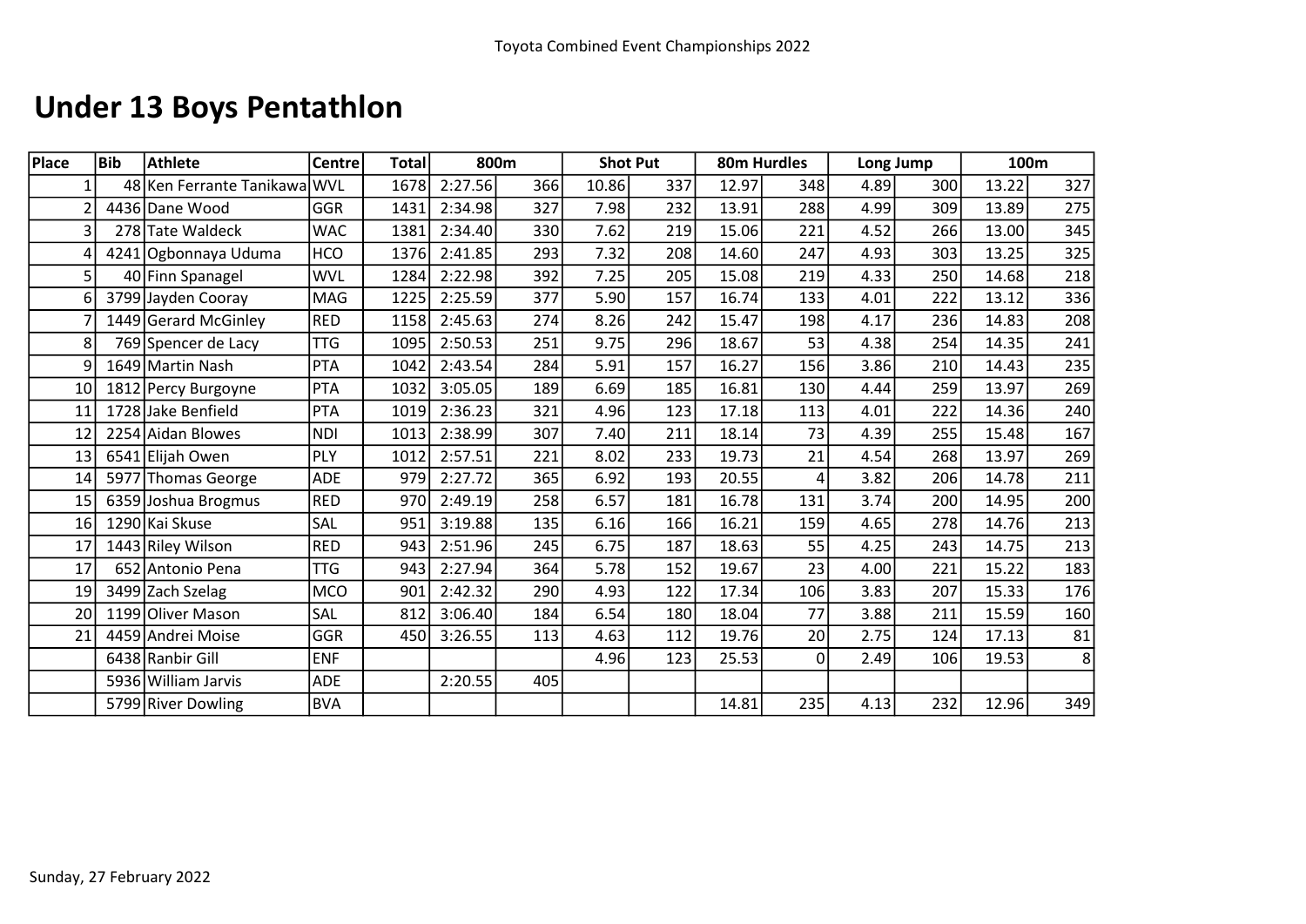Toyota Combined Event Championships 2022

# Under 13 Boys Pentathlon

| Place | Bib | Athlete | Centre | Total | 800m | | Shot Put | | 80m Hurdles | | Long Jump | | 100m | |
|---|---|---|---|---|---|---|---|---|---|---|---|---|---|---|
| 1 | 48 | Ken Ferrante Tanikawa | WVL | 1678 | 2:27.56 | 366 | 10.86 | 337 | 12.97 | 348 | 4.89 | 300 | 13.22 | 327 |
| 2 | 4436 | Dane Wood | GGR | 1431 | 2:34.98 | 327 | 7.98 | 232 | 13.91 | 288 | 4.99 | 309 | 13.89 | 275 |
| 3 | 278 | Tate Waldeck | WAC | 1381 | 2:34.40 | 330 | 7.62 | 219 | 15.06 | 221 | 4.52 | 266 | 13.00 | 345 |
| 4 | 4241 | Ogbonnaya Uduma | HCO | 1376 | 2:41.85 | 293 | 7.32 | 208 | 14.60 | 247 | 4.93 | 303 | 13.25 | 325 |
| 5 | 40 | Finn Spanagel | WVL | 1284 | 2:22.98 | 392 | 7.25 | 205 | 15.08 | 219 | 4.33 | 250 | 14.68 | 218 |
| 6 | 3799 | Jayden Cooray | MAG | 1225 | 2:25.59 | 377 | 5.90 | 157 | 16.74 | 133 | 4.01 | 222 | 13.12 | 336 |
| 7 | 1449 | Gerard McGinley | RED | 1158 | 2:45.63 | 274 | 8.26 | 242 | 15.47 | 198 | 4.17 | 236 | 14.83 | 208 |
| 8 | 769 | Spencer de Lacy | TTG | 1095 | 2:50.53 | 251 | 9.75 | 296 | 18.67 | 53 | 4.38 | 254 | 14.35 | 241 |
| 9 | 1649 | Martin Nash | PTA | 1042 | 2:43.54 | 284 | 5.91 | 157 | 16.27 | 156 | 3.86 | 210 | 14.43 | 235 |
| 10 | 1812 | Percy Burgoyne | PTA | 1032 | 3:05.05 | 189 | 6.69 | 185 | 16.81 | 130 | 4.44 | 259 | 13.97 | 269 |
| 11 | 1728 | Jake Benfield | PTA | 1019 | 2:36.23 | 321 | 4.96 | 123 | 17.18 | 113 | 4.01 | 222 | 14.36 | 240 |
| 12 | 2254 | Aidan Blowes | NDI | 1013 | 2:38.99 | 307 | 7.40 | 211 | 18.14 | 73 | 4.39 | 255 | 15.48 | 167 |
| 13 | 6541 | Elijah Owen | PLY | 1012 | 2:57.51 | 221 | 8.02 | 233 | 19.73 | 21 | 4.54 | 268 | 13.97 | 269 |
| 14 | 5977 | Thomas George | ADE | 979 | 2:27.72 | 365 | 6.92 | 193 | 20.55 | 4 | 3.82 | 206 | 14.78 | 211 |
| 15 | 6359 | Joshua Brogmus | RED | 970 | 2:49.19 | 258 | 6.57 | 181 | 16.78 | 131 | 3.74 | 200 | 14.95 | 200 |
| 16 | 1290 | Kai Skuse | SAL | 951 | 3:19.88 | 135 | 6.16 | 166 | 16.21 | 159 | 4.65 | 278 | 14.76 | 213 |
| 17 | 1443 | Riley Wilson | RED | 943 | 2:51.96 | 245 | 6.75 | 187 | 18.63 | 55 | 4.25 | 243 | 14.75 | 213 |
| 17 | 652 | Antonio Pena | TTG | 943 | 2:27.94 | 364 | 5.78 | 152 | 19.67 | 23 | 4.00 | 221 | 15.22 | 183 |
| 19 | 3499 | Zach Szelag | MCO | 901 | 2:42.32 | 290 | 4.93 | 122 | 17.34 | 106 | 3.83 | 207 | 15.33 | 176 |
| 20 | 1199 | Oliver Mason | SAL | 812 | 3:06.40 | 184 | 6.54 | 180 | 18.04 | 77 | 3.88 | 211 | 15.59 | 160 |
| 21 | 4459 | Andrei Moise | GGR | 450 | 3:26.55 | 113 | 4.63 | 112 | 19.76 | 20 | 2.75 | 124 | 17.13 | 81 |
| | 6438 | Ranbir Gill | ENF | | | | 4.96 | 123 | 25.53 | 0 | 2.49 | 106 | 19.53 | 8 |
| | 5936 | William Jarvis | ADE | | 2:20.55 | 405 | | | | | | | | |
| | 5799 | River Dowling | BVA | | | | | | 14.81 | 235 | 4.13 | 232 | 12.96 | 349 |

Sunday, 27 February 2022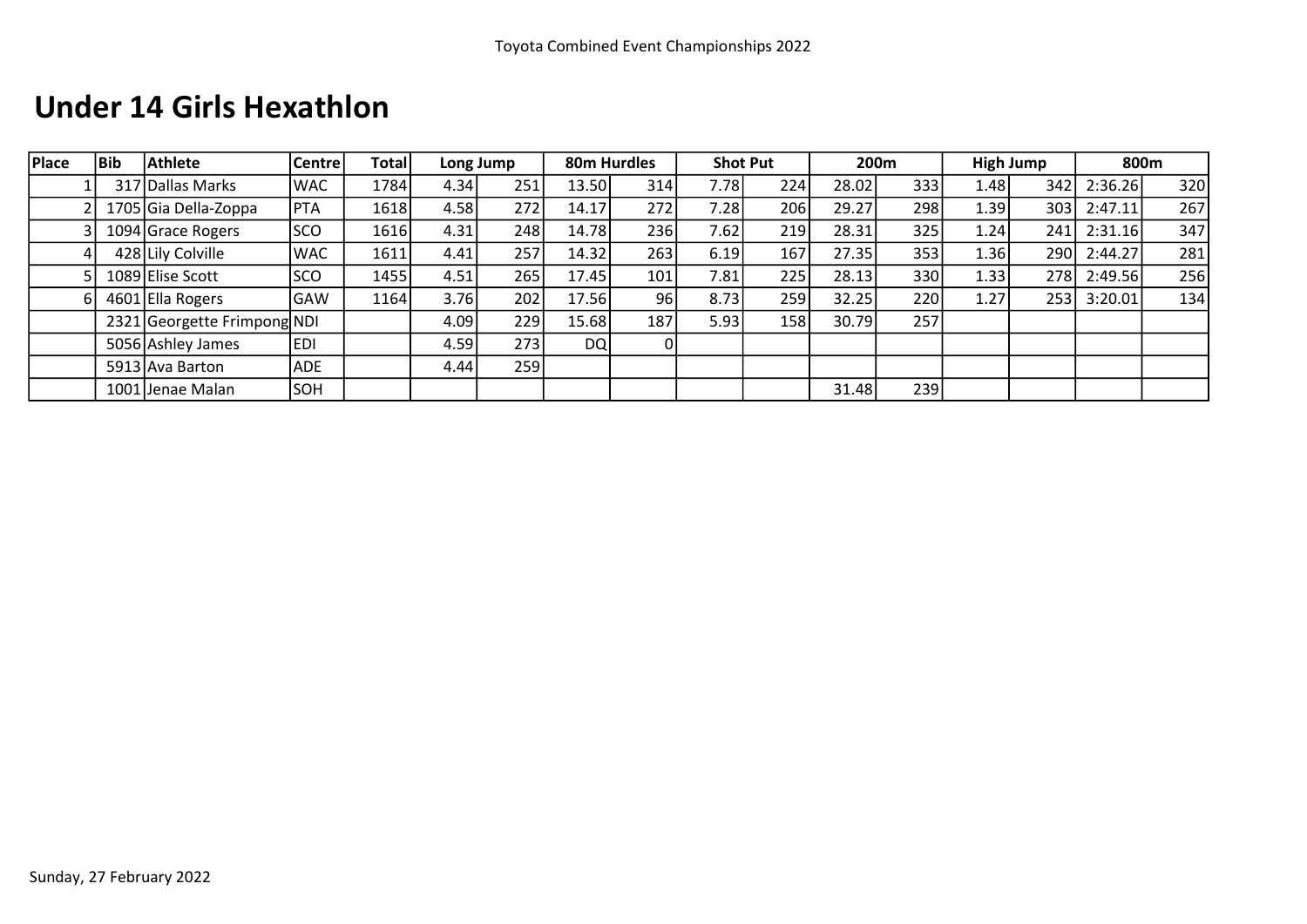# Under 14 Girls Hexathlon

| Place | Bib | Athlete | Centre | Total | Long Jump | | 80m Hurdles | | Shot Put | | 200m | | High Jump | | 800m | |
|---|---|---|---|---|---|---|---|---|---|---|---|---|---|---|---|---|
| 1 | 317 | Dallas Marks | WAC | 1784 | 4.34 | 251 | 13.50 | 314 | 7.78 | 224 | 28.02 | 333 | 1.48 | 342 | 2:36.26 | 320 |
| 2 | 1705 | Gia Della-Zoppa | PTA | 1618 | 4.58 | 272 | 14.17 | 272 | 7.28 | 206 | 29.27 | 298 | 1.39 | 303 | 2:47.11 | 267 |
| 3 | 1094 | Grace Rogers | SCO | 1616 | 4.31 | 248 | 14.78 | 236 | 7.62 | 219 | 28.31 | 325 | 1.24 | 241 | 2:31.16 | 347 |
| 4 | 428 | Lily Colville | WAC | 1611 | 4.41 | 257 | 14.32 | 263 | 6.19 | 167 | 27.35 | 353 | 1.36 | 290 | 2:44.27 | 281 |
| 5 | 1089 | Elise Scott | SCO | 1455 | 4.51 | 265 | 17.45 | 101 | 7.81 | 225 | 28.13 | 330 | 1.33 | 278 | 2:49.56 | 256 |
| 6 | 4601 | Ella Rogers | GAW | 1164 | 3.76 | 202 | 17.56 | 96 | 8.73 | 259 | 32.25 | 220 | 1.27 | 253 | 3:20.01 | 134 |
| | 2321 | Georgette Frimpong | NDI | | 4.09 | 229 | 15.68 | 187 | 5.93 | 158 | 30.79 | 257 | | | | |
| | 5056 | Ashley James | EDI | | 4.59 | 273 | DQ | 0 | | | | | | | | |
| | 5913 | Ava Barton | ADE | | 4.44 | 259 | | | | | | | | | | |
| | 1001 | Jenae Malan | SOH | | | | | | | | 31.48 | 239 | | | | |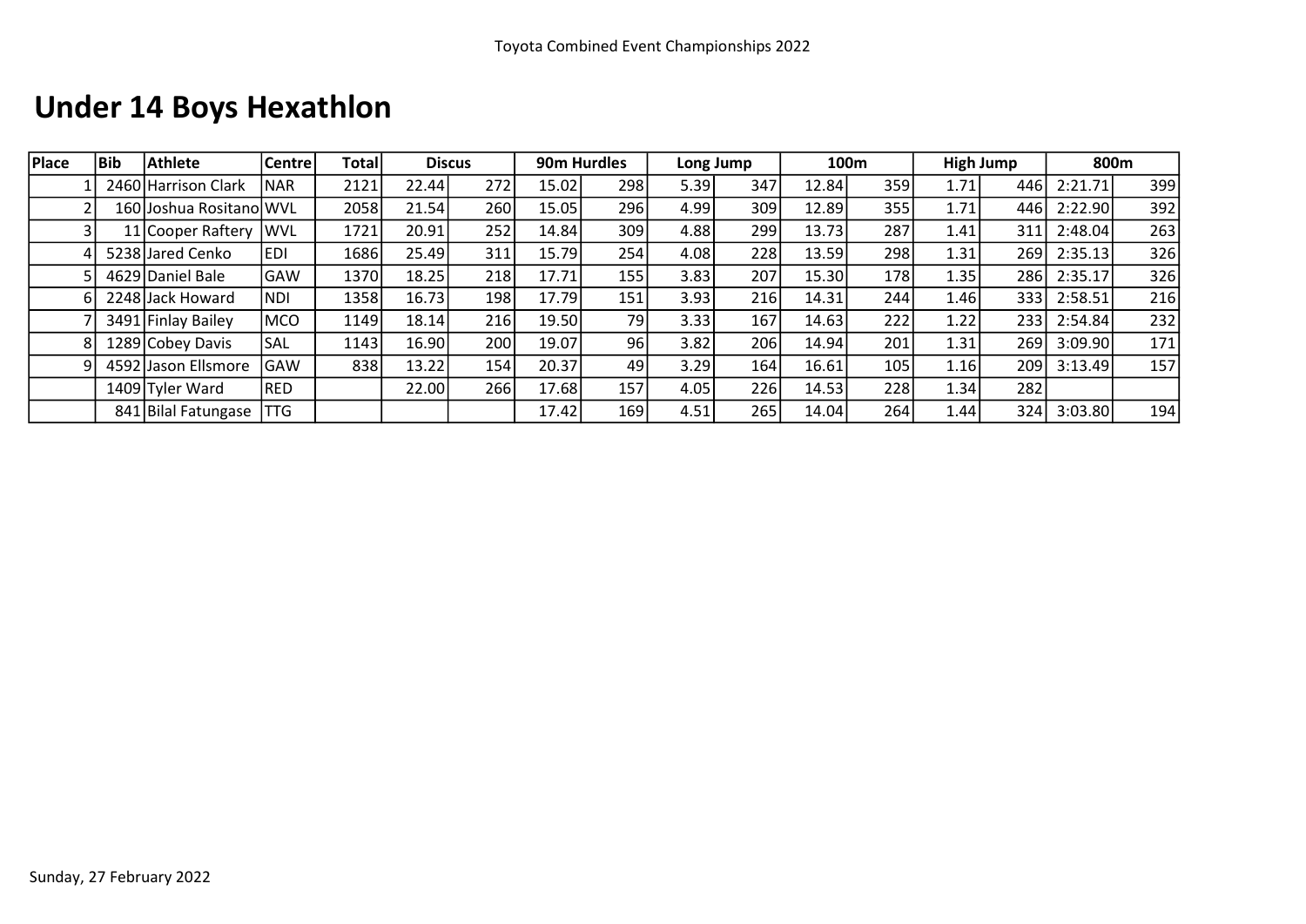Toyota Combined Event Championships 2022

# Under 14 Boys Hexathlon

| Place | Bib | Athlete | Centre | Total | Discus | | 90m Hurdles | | Long Jump | | 100m | | High Jump | | 800m | |
|---|---|---|---|---|---|---|---|---|---|---|---|---|---|---|---|---|
| 1 | 2460 | Harrison Clark | NAR | 2121 | 22.44 | 272 | 15.02 | 298 | 5.39 | 347 | 12.84 | 359 | 1.71 | 446 | 2:21.71 | 399 |
| 2 | 160 | Joshua Rositano | WVL | 2058 | 21.54 | 260 | 15.05 | 296 | 4.99 | 309 | 12.89 | 355 | 1.71 | 446 | 2:22.90 | 392 |
| 3 | 11 | Cooper Raftery | WVL | 1721 | 20.91 | 252 | 14.84 | 309 | 4.88 | 299 | 13.73 | 287 | 1.41 | 311 | 2:48.04 | 263 |
| 4 | 5238 | Jared Cenko | EDI | 1686 | 25.49 | 311 | 15.79 | 254 | 4.08 | 228 | 13.59 | 298 | 1.31 | 269 | 2:35.13 | 326 |
| 5 | 4629 | Daniel Bale | GAW | 1370 | 18.25 | 218 | 17.71 | 155 | 3.83 | 207 | 15.30 | 178 | 1.35 | 286 | 2:35.17 | 326 |
| 6 | 2248 | Jack Howard | NDI | 1358 | 16.73 | 198 | 17.79 | 151 | 3.93 | 216 | 14.31 | 244 | 1.46 | 333 | 2:58.51 | 216 |
| 7 | 3491 | Finlay Bailey | MCO | 1149 | 18.14 | 216 | 19.50 | 79 | 3.33 | 167 | 14.63 | 222 | 1.22 | 233 | 2:54.84 | 232 |
| 8 | 1289 | Cobey Davis | SAL | 1143 | 16.90 | 200 | 19.07 | 96 | 3.82 | 206 | 14.94 | 201 | 1.31 | 269 | 3:09.90 | 171 |
| 9 | 4592 | Jason Ellsmore | GAW | 838 | 13.22 | 154 | 20.37 | 49 | 3.29 | 164 | 16.61 | 105 | 1.16 | 209 | 3:13.49 | 157 |
| | 1409 | Tyler Ward | RED | | 22.00 | 266 | 17.68 | 157 | 4.05 | 226 | 14.53 | 228 | 1.34 | 282 | | |
| | 841 | Bilal Fatungase | TTG | | | | 17.42 | 169 | 4.51 | 265 | 14.04 | 264 | 1.44 | 324 | 3:03.80 | 194 |

Sunday, 27 February 2022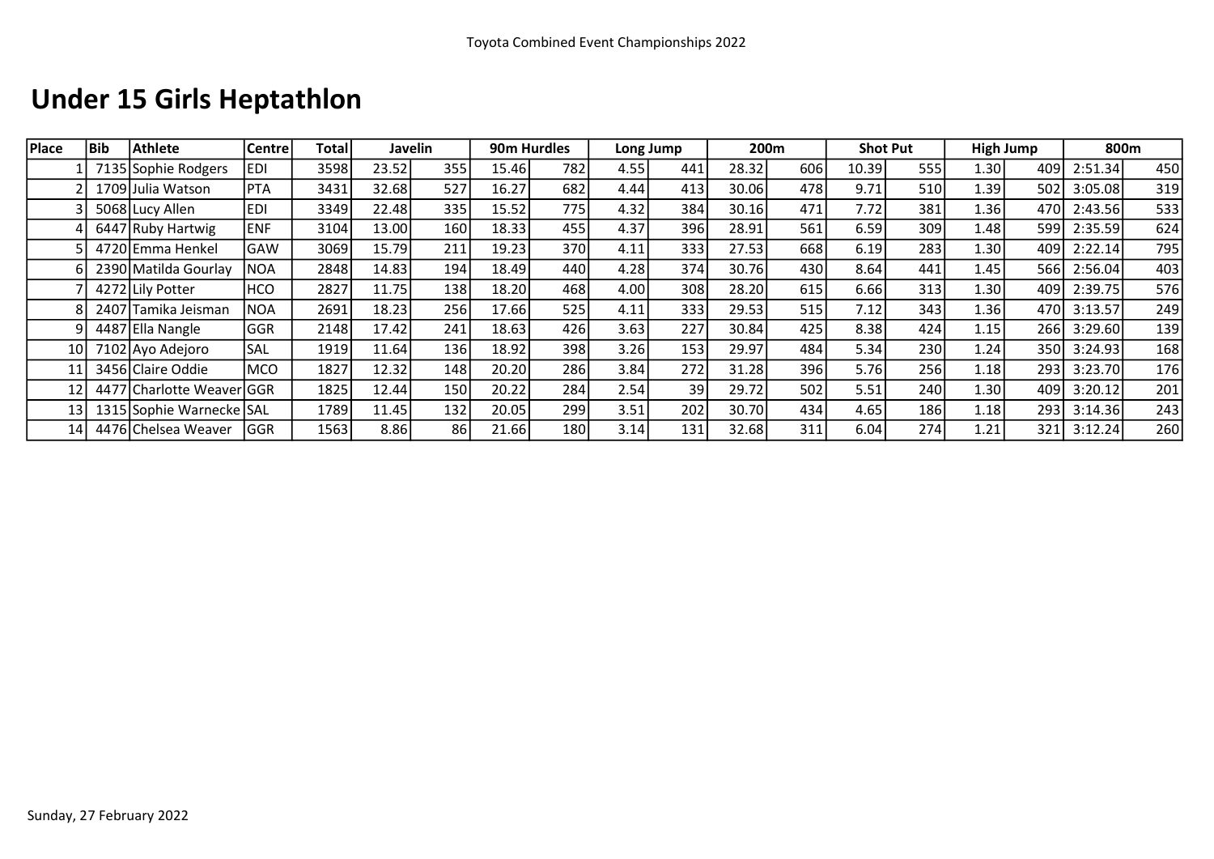Toyota Combined Event Championships 2022

# Under 15 Girls Heptathlon

| Place | Bib | Athlete | Centre | Total | Javelin | | 90m Hurdles | | Long Jump | | 200m | | Shot Put | | High Jump | | 800m | |
|---|---|---|---|---|---|---|---|---|---|---|---|---|---|---|---|---|---|---|
| 1 | 7135 | Sophie Rodgers | EDI | 3598 | 23.52 | 355 | 15.46 | 782 | 4.55 | 441 | 28.32 | 606 | 10.39 | 555 | 1.30 | 409 | 2:51.34 | 450 |
| 2 | 1709 | Julia Watson | PTA | 3431 | 32.68 | 527 | 16.27 | 682 | 4.44 | 413 | 30.06 | 478 | 9.71 | 510 | 1.39 | 502 | 3:05.08 | 319 |
| 3 | 5068 | Lucy Allen | EDI | 3349 | 22.48 | 335 | 15.52 | 775 | 4.32 | 384 | 30.16 | 471 | 7.72 | 381 | 1.36 | 470 | 2:43.56 | 533 |
| 4 | 6447 | Ruby Hartwig | ENF | 3104 | 13.00 | 160 | 18.33 | 455 | 4.37 | 396 | 28.91 | 561 | 6.59 | 309 | 1.48 | 599 | 2:35.59 | 624 |
| 5 | 4720 | Emma Henkel | GAW | 3069 | 15.79 | 211 | 19.23 | 370 | 4.11 | 333 | 27.53 | 668 | 6.19 | 283 | 1.30 | 409 | 2:22.14 | 795 |
| 6 | 2390 | Matilda Gourlay | NOA | 2848 | 14.83 | 194 | 18.49 | 440 | 4.28 | 374 | 30.76 | 430 | 8.64 | 441 | 1.45 | 566 | 2:56.04 | 403 |
| 7 | 4272 | Lily Potter | HCO | 2827 | 11.75 | 138 | 18.20 | 468 | 4.00 | 308 | 28.20 | 615 | 6.66 | 313 | 1.30 | 409 | 2:39.75 | 576 |
| 8 | 2407 | Tamika Jeisman | NOA | 2691 | 18.23 | 256 | 17.66 | 525 | 4.11 | 333 | 29.53 | 515 | 7.12 | 343 | 1.36 | 470 | 3:13.57 | 249 |
| 9 | 4487 | Ella Nangle | GGR | 2148 | 17.42 | 241 | 18.63 | 426 | 3.63 | 227 | 30.84 | 425 | 8.38 | 424 | 1.15 | 266 | 3:29.60 | 139 |
| 10 | 7102 | Ayo Adejoro | SAL | 1919 | 11.64 | 136 | 18.92 | 398 | 3.26 | 153 | 29.97 | 484 | 5.34 | 230 | 1.24 | 350 | 3:24.93 | 168 |
| 11 | 3456 | Claire Oddie | MCO | 1827 | 12.32 | 148 | 20.20 | 286 | 3.84 | 272 | 31.28 | 396 | 5.76 | 256 | 1.18 | 293 | 3:23.70 | 176 |
| 12 | 4477 | Charlotte Weaver | GGR | 1825 | 12.44 | 150 | 20.22 | 284 | 2.54 | 39 | 29.72 | 502 | 5.51 | 240 | 1.30 | 409 | 3:20.12 | 201 |
| 13 | 1315 | Sophie Warnecke | SAL | 1789 | 11.45 | 132 | 20.05 | 299 | 3.51 | 202 | 30.70 | 434 | 4.65 | 186 | 1.18 | 293 | 3:14.36 | 243 |
| 14 | 4476 | Chelsea Weaver | GGR | 1563 | 8.86 | 86 | 21.66 | 180 | 3.14 | 131 | 32.68 | 311 | 6.04 | 274 | 1.21 | 321 | 3:12.24 | 260 |

Sunday, 27 February 2022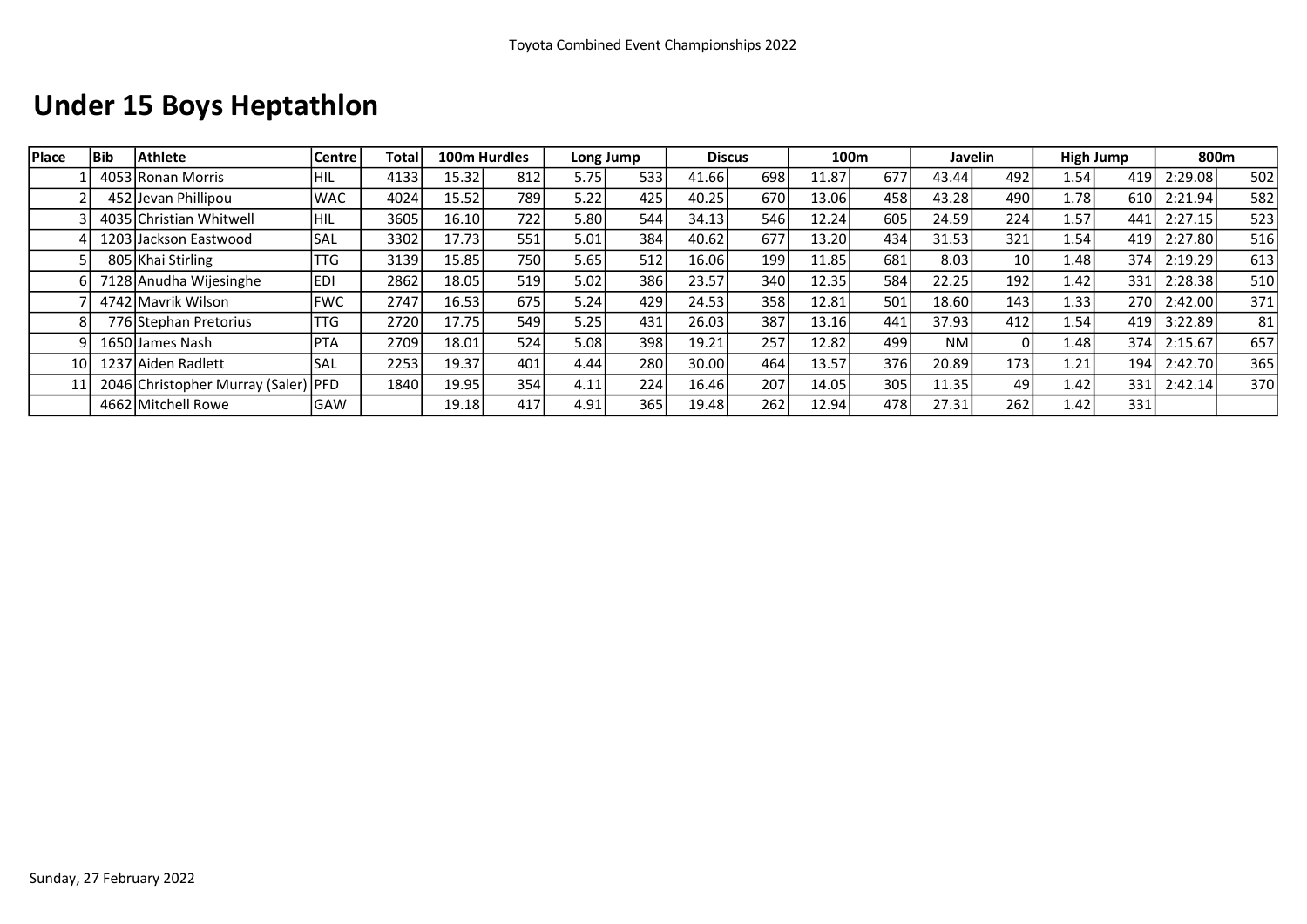Toyota Combined Event Championships 2022

# Under 15 Boys Heptathlon

| Place | Bib | Athlete | Centre | Total | 100m Hurdles | | Long Jump | | Discus | | 100m | | Javelin | | High Jump | | 800m | |
|---|---|---|---|---|---|---|---|---|---|---|---|---|---|---|---|---|---|---|
| 1 | 4053 | Ronan Morris | HIL | 4133 | 15.32 | 812 | 5.75 | 533 | 41.66 | 698 | 11.87 | 677 | 43.44 | 492 | 1.54 | 419 | 2:29.08 | 502 |
| 2 | 452 | Jevan Phillipou | WAC | 4024 | 15.52 | 789 | 5.22 | 425 | 40.25 | 670 | 13.06 | 458 | 43.28 | 490 | 1.78 | 610 | 2:21.94 | 582 |
| 3 | 4035 | Christian Whitwell | HIL | 3605 | 16.10 | 722 | 5.80 | 544 | 34.13 | 546 | 12.24 | 605 | 24.59 | 224 | 1.57 | 441 | 2:27.15 | 523 |
| 4 | 1203 | Jackson Eastwood | SAL | 3302 | 17.73 | 551 | 5.01 | 384 | 40.62 | 677 | 13.20 | 434 | 31.53 | 321 | 1.54 | 419 | 2:27.80 | 516 |
| 5 | 805 | Khai Stirling | TTG | 3139 | 15.85 | 750 | 5.65 | 512 | 16.06 | 199 | 11.85 | 681 | 8.03 | 10 | 1.48 | 374 | 2:19.29 | 613 |
| 6 | 7128 | Anudha Wijesinghe | EDI | 2862 | 18.05 | 519 | 5.02 | 386 | 23.57 | 340 | 12.35 | 584 | 22.25 | 192 | 1.42 | 331 | 2:28.38 | 510 |
| 7 | 4742 | Mavrik Wilson | FWC | 2747 | 16.53 | 675 | 5.24 | 429 | 24.53 | 358 | 12.81 | 501 | 18.60 | 143 | 1.33 | 270 | 2:42.00 | 371 |
| 8 | 776 | Stephan Pretorius | TTG | 2720 | 17.75 | 549 | 5.25 | 431 | 26.03 | 387 | 13.16 | 441 | 37.93 | 412 | 1.54 | 419 | 3:22.89 | 81 |
| 9 | 1650 | James Nash | PTA | 2709 | 18.01 | 524 | 5.08 | 398 | 19.21 | 257 | 12.82 | 499 | NM | 0 | 1.48 | 374 | 2:15.67 | 657 |
| 10 | 1237 | Aiden Radlett | SAL | 2253 | 19.37 | 401 | 4.44 | 280 | 30.00 | 464 | 13.57 | 376 | 20.89 | 173 | 1.21 | 194 | 2:42.70 | 365 |
| 11 | 2046 | Christopher Murray (Saler) | PFD | 1840 | 19.95 | 354 | 4.11 | 224 | 16.46 | 207 | 14.05 | 305 | 11.35 | 49 | 1.42 | 331 | 2:42.14 | 370 |
| | 4662 | Mitchell Rowe | GAW | | 19.18 | 417 | 4.91 | 365 | 19.48 | 262 | 12.94 | 478 | 27.31 | 262 | 1.42 | 331 | | |

Sunday, 27 February 2022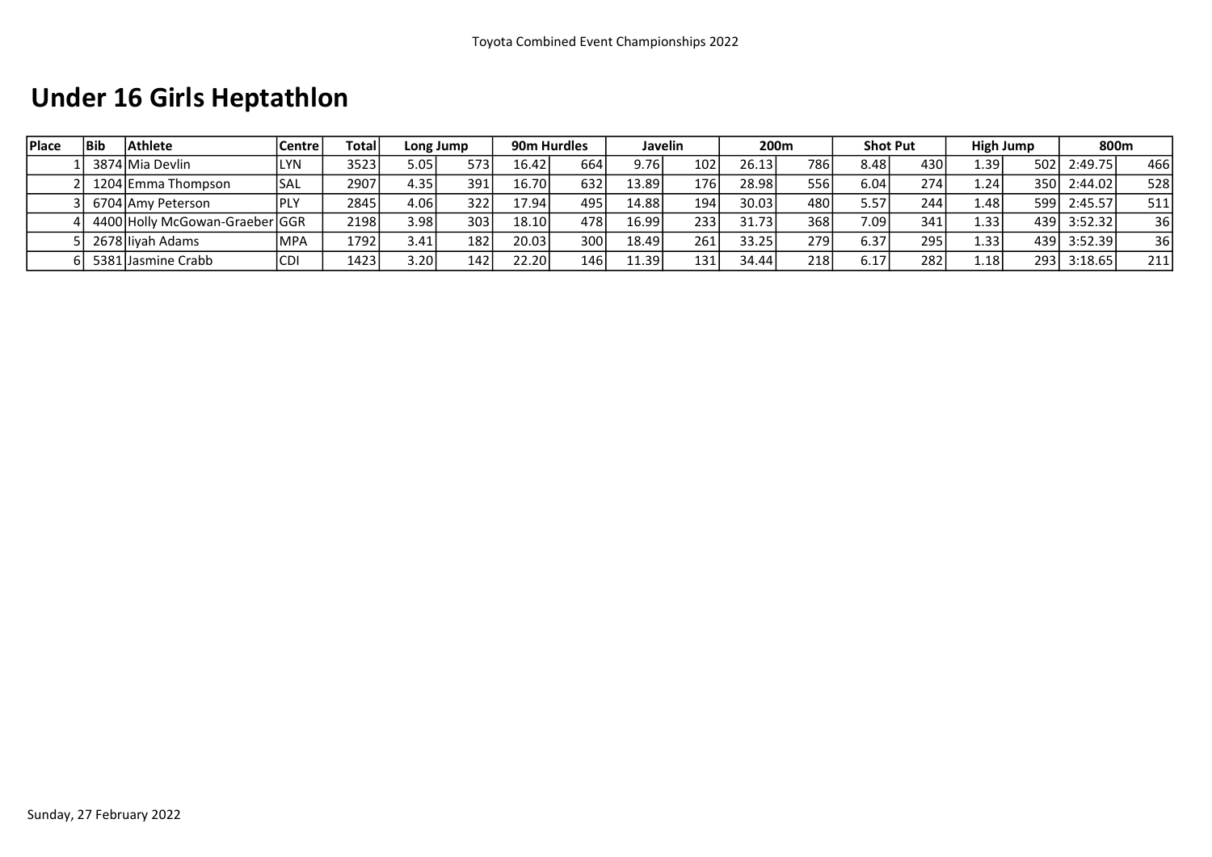# Under 16 Girls Heptathlon

| Place | Bib | Athlete | Centre | Total | Long Jump | | 90m Hurdles | | Javelin | | 200m | | Shot Put | | High Jump | | 800m | |
|---|---|---|---|---|---|---|---|---|---|---|---|---|---|---|---|---|---|---|
| 1 | 3874 | Mia Devlin | LYN | 3523 | 5.05 | 573 | 16.42 | 664 | 9.76 | 102 | 26.13 | 786 | 8.48 | 430 | 1.39 | 502 | 2:49.75 | 466 |
| 2 | 1204 | Emma Thompson | SAL | 2907 | 4.35 | 391 | 16.70 | 632 | 13.89 | 176 | 28.98 | 556 | 6.04 | 274 | 1.24 | 350 | 2:44.02 | 528 |
| 3 | 6704 | Amy Peterson | PLY | 2845 | 4.06 | 322 | 17.94 | 495 | 14.88 | 194 | 30.03 | 480 | 5.57 | 244 | 1.48 | 599 | 2:45.57 | 511 |
| 4 | 4400 | Holly McGowan-Graeber | GGR | 2198 | 3.98 | 303 | 18.10 | 478 | 16.99 | 233 | 31.73 | 368 | 7.09 | 341 | 1.33 | 439 | 3:52.32 | 36 |
| 5 | 2678 | Iiyah Adams | MPA | 1792 | 3.41 | 182 | 20.03 | 300 | 18.49 | 261 | 33.25 | 279 | 6.37 | 295 | 1.33 | 439 | 3:52.39 | 36 |
| 6 | 5381 | Jasmine Crabb | CDI | 1423 | 3.20 | 142 | 22.20 | 146 | 11.39 | 131 | 34.44 | 218 | 6.17 | 282 | 1.18 | 293 | 3:18.65 | 211 |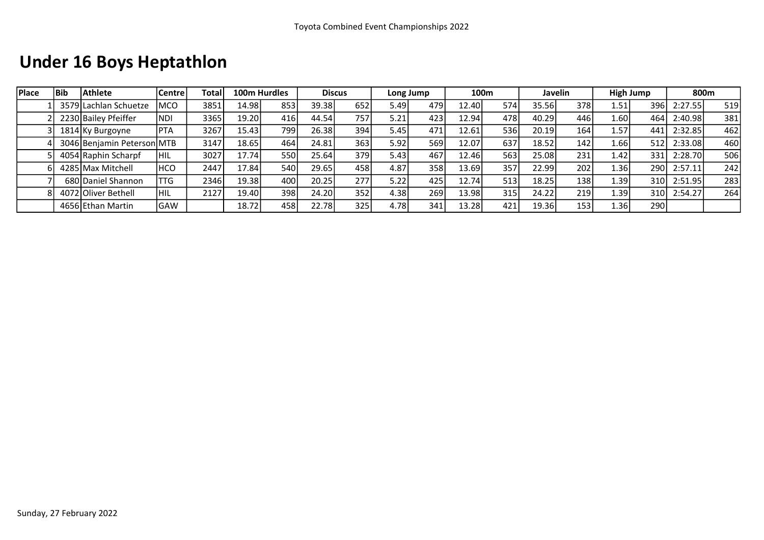Toyota Combined Event Championships 2022

# Under 16 Boys Heptathlon

| Place | Bib | Athlete | Centre | Total | 100m Hurdles | | Discus | | Long Jump | | 100m | | Javelin | | High Jump | | 800m | |
|---|---|---|---|---|---|---|---|---|---|---|---|---|---|---|---|---|---|---|
| 1 | 3579 | Lachlan Schuetze | MCO | 3851 | 14.98 | 853 | 39.38 | 652 | 5.49 | 479 | 12.40 | 574 | 35.56 | 378 | 1.51 | 396 | 2:27.55 | 519 |
| 2 | 2230 | Bailey Pfeiffer | NDI | 3365 | 19.20 | 416 | 44.54 | 757 | 5.21 | 423 | 12.94 | 478 | 40.29 | 446 | 1.60 | 464 | 2:40.98 | 381 |
| 3 | 1814 | Ky Burgoyne | PTA | 3267 | 15.43 | 799 | 26.38 | 394 | 5.45 | 471 | 12.61 | 536 | 20.19 | 164 | 1.57 | 441 | 2:32.85 | 462 |
| 4 | 3046 | Benjamin Peterson | MTB | 3147 | 18.65 | 464 | 24.81 | 363 | 5.92 | 569 | 12.07 | 637 | 18.52 | 142 | 1.66 | 512 | 2:33.08 | 460 |
| 5 | 4054 | Raphin Scharpf | HIL | 3027 | 17.74 | 550 | 25.64 | 379 | 5.43 | 467 | 12.46 | 563 | 25.08 | 231 | 1.42 | 331 | 2:28.70 | 506 |
| 6 | 4285 | Max Mitchell | HCO | 2447 | 17.84 | 540 | 29.65 | 458 | 4.87 | 358 | 13.69 | 357 | 22.99 | 202 | 1.36 | 290 | 2:57.11 | 242 |
| 7 | 680 | Daniel Shannon | TTG | 2346 | 19.38 | 400 | 20.25 | 277 | 5.22 | 425 | 12.74 | 513 | 18.25 | 138 | 1.39 | 310 | 2:51.95 | 283 |
| 8 | 4072 | Oliver Bethell | HIL | 2127 | 19.40 | 398 | 24.20 | 352 | 4.38 | 269 | 13.98 | 315 | 24.22 | 219 | 1.39 | 310 | 2:54.27 | 264 |
| | 4656 | Ethan Martin | GAW | | 18.72 | 458 | 22.78 | 325 | 4.78 | 341 | 13.28 | 421 | 19.36 | 153 | 1.36 | 290 | | |

Sunday, 27 February 2022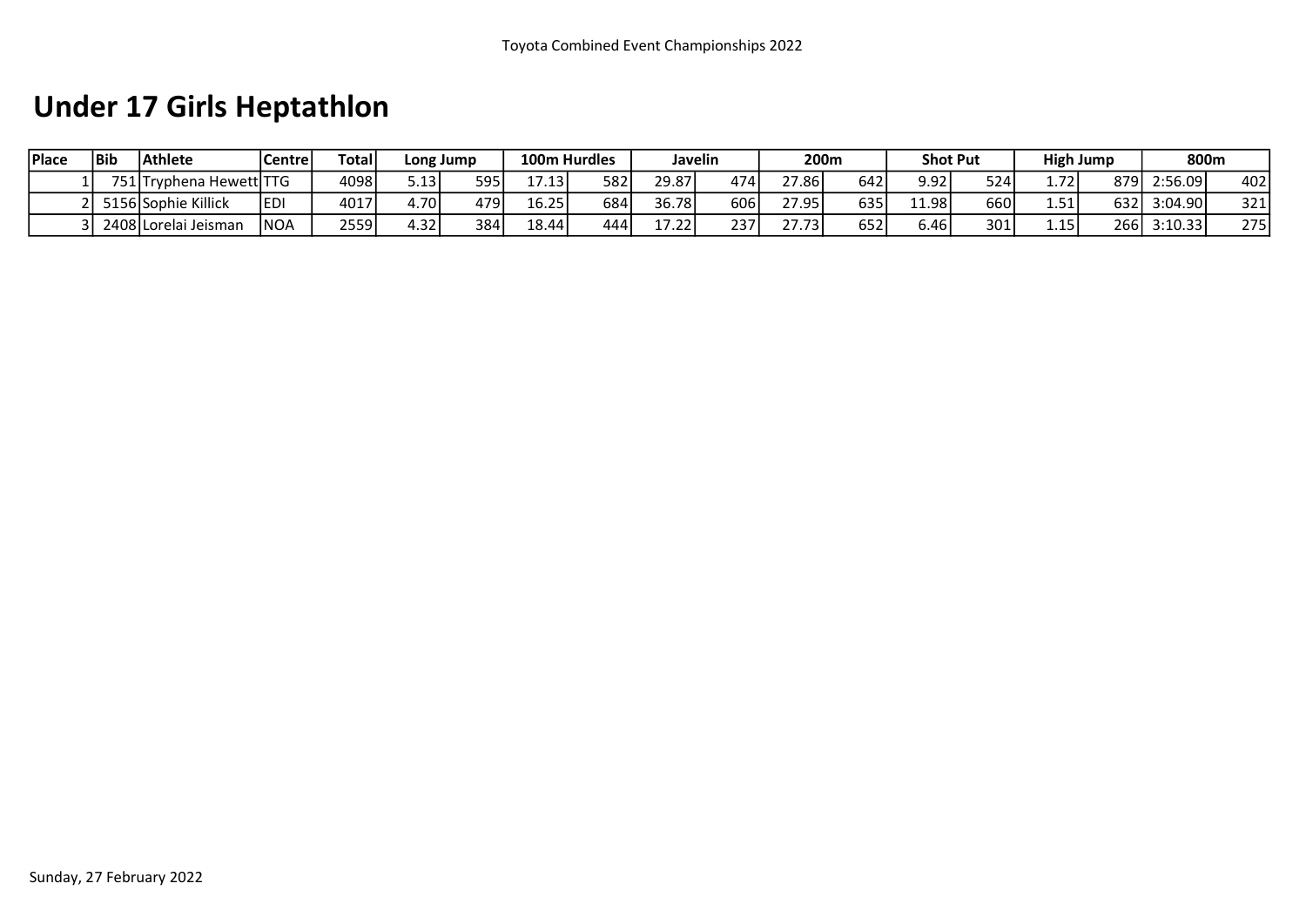# Under 17 Girls Heptathlon

| Place | Bib | Athlete | Centre | Total | Long Jump | | 100m Hurdles | | Javelin | | 200m | | Shot Put | | High Jump | | 800m | |
|---|---|---|---|---|---|---|---|---|---|---|---|---|---|---|---|---|---|---|
| 1 | 751 | Tryphena Hewett | TTG | 4098 | 5.13 | 595 | 17.13 | 582 | 29.87 | 474 | 27.86 | 642 | 9.92 | 524 | 1.72 | 879 | 2:56.09 | 402 |
| 2 | 5156 | Sophie Killick | EDI | 4017 | 4.70 | 479 | 16.25 | 684 | 36.78 | 606 | 27.95 | 635 | 11.98 | 660 | 1.51 | 632 | 3:04.90 | 321 |
| 3 | 2408 | Lorelai Jeisman | NOA | 2559 | 4.32 | 384 | 18.44 | 444 | 17.22 | 237 | 27.73 | 652 | 6.46 | 301 | 1.15 | 266 | 3:10.33 | 275 |

Sunday, 27 February 2022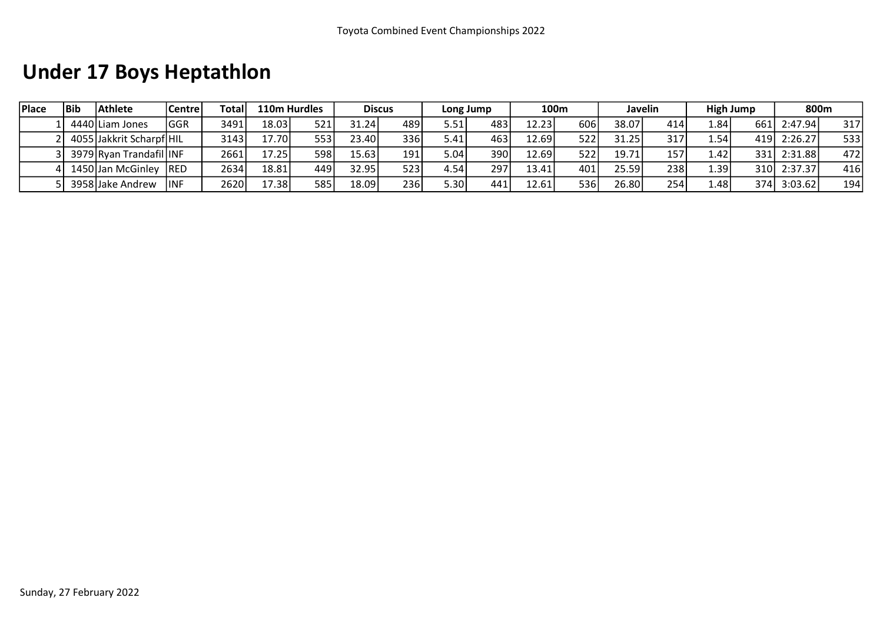# Under 17 Boys Heptathlon

| Place | Bib | Athlete | Centre | Total | 110m Hurdles | | Discus | | Long Jump | | 100m | | Javelin | | High Jump | | 800m | |
|---|---|---|---|---|---|---|---|---|---|---|---|---|---|---|---|---|---|---|
| 1 | 4440 | Liam Jones | GGR | 3491 | 18.03 | 521 | 31.24 | 489 | 5.51 | 483 | 12.23 | 606 | 38.07 | 414 | 1.84 | 661 | 2:47.94 | 317 |
| 2 | 4055 | Jakkrit Scharpf | HIL | 3143 | 17.70 | 553 | 23.40 | 336 | 5.41 | 463 | 12.69 | 522 | 31.25 | 317 | 1.54 | 419 | 2:26.27 | 533 |
| 3 | 3979 | Ryan Trandafil | INF | 2661 | 17.25 | 598 | 15.63 | 191 | 5.04 | 390 | 12.69 | 522 | 19.71 | 157 | 1.42 | 331 | 2:31.88 | 472 |
| 4 | 1450 | Jan McGinley | RED | 2634 | 18.81 | 449 | 32.95 | 523 | 4.54 | 297 | 13.41 | 401 | 25.59 | 238 | 1.39 | 310 | 2:37.37 | 416 |
| 5 | 3958 | Jake Andrew | INF | 2620 | 17.38 | 585 | 18.09 | 236 | 5.30 | 441 | 12.61 | 536 | 26.80 | 254 | 1.48 | 374 | 3:03.62 | 194 |